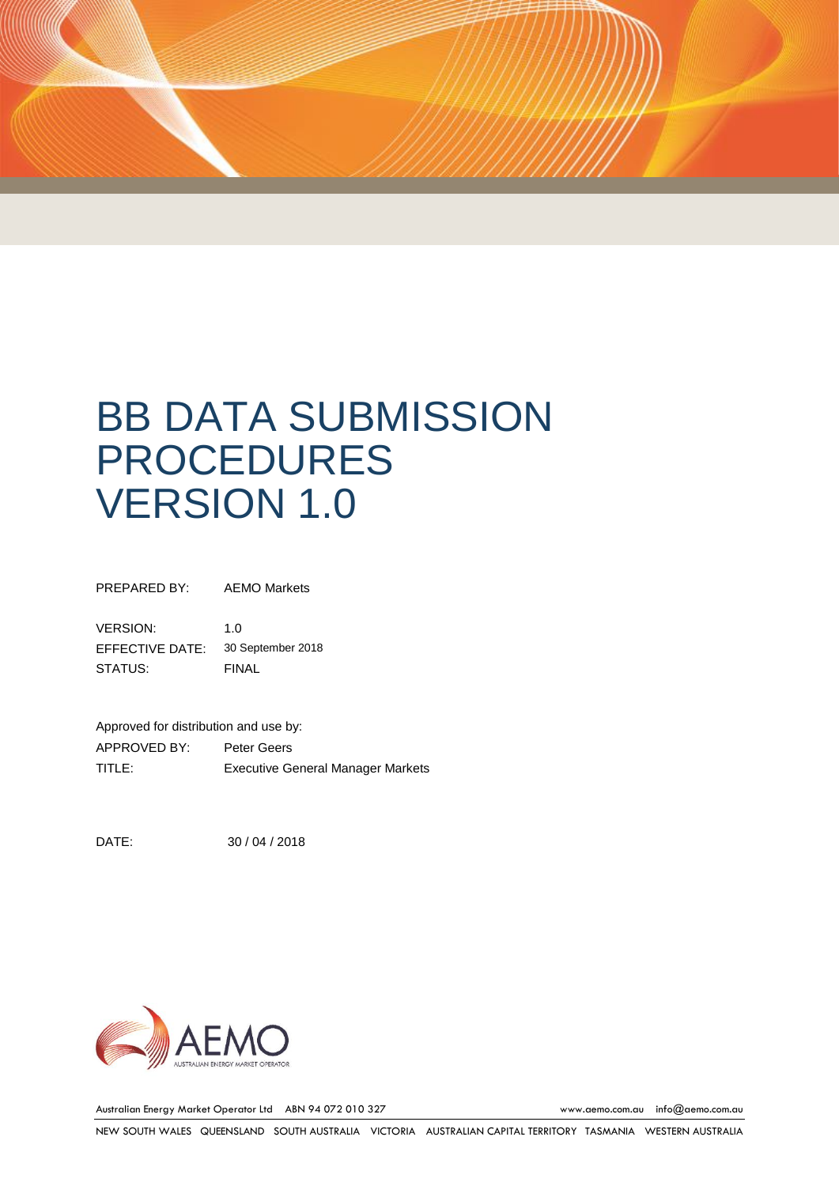# BB DATA SUBMISSION PROCEDURES VERSION 1.0

PREPARED BY: AEMO Markets

VERSION: 1.0
EFFECTIVE DATE: 30 September 2018
STATUS: FINAL

Approved for distribution and use by:
APPROVED BY: Peter Geers
TITLE: Executive General Manager Markets

DATE: 30 / 04 / 2018

Australian Energy Market Operator Ltd ABN 94 072 010 327 www.aemo.com.au info@aemo.com.au

NEW SOUTH WALES QUEENSLAND SOUTH AUSTRALIA VICTORIA AUSTRALIAN CAPITAL TERRITORY TASMANIA WESTERN AUSTRALIA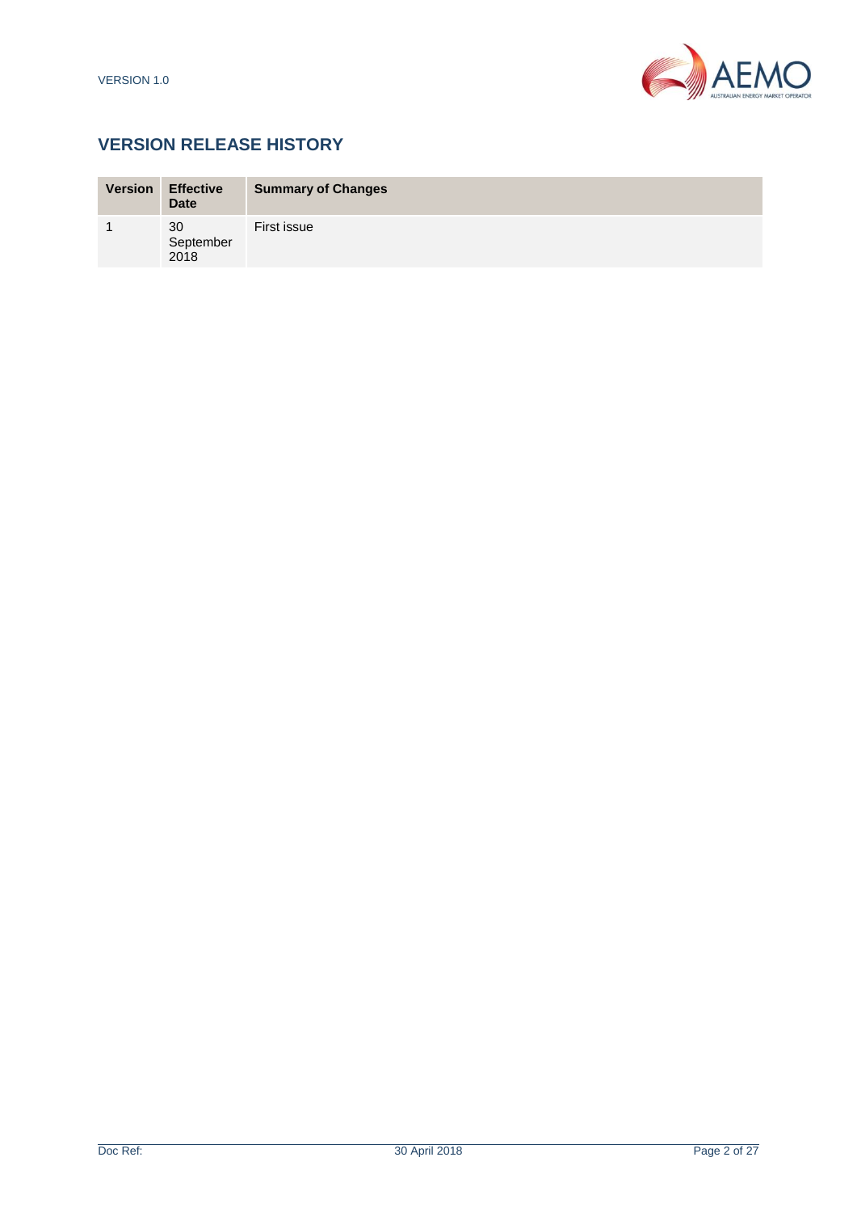## VERSION RELEASE HISTORY

| Version | Effective Date | Summary of Changes |
| --- | --- | --- |
| 1 | 30 September 2018 | First issue |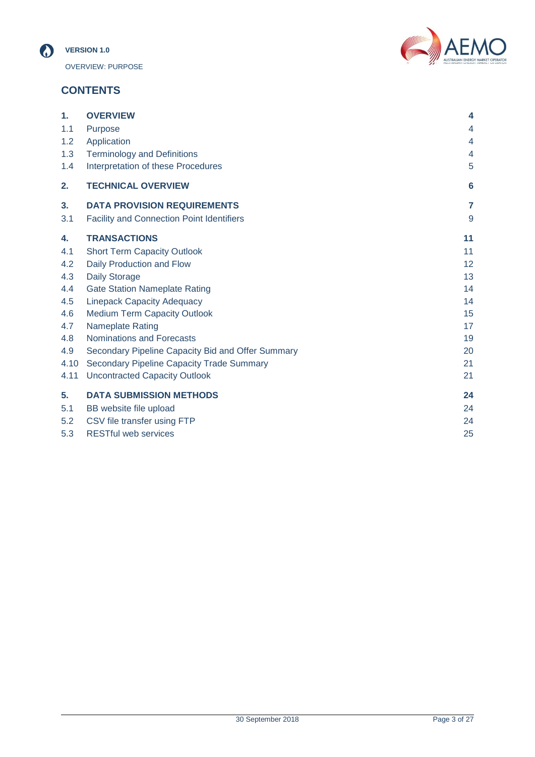# CONTENTS

| | | |
|---|---|---|
| **1.** | **OVERVIEW** | **4** |
| 1.1 | Purpose | 4 |
| 1.2 | Application | 4 |
| 1.3 | Terminology and Definitions | 4 |
| 1.4 | Interpretation of these Procedures | 5 |
| **2.** | **TECHNICAL OVERVIEW** | **6** |
| **3.** | **DATA PROVISION REQUIREMENTS** | **7** |
| 3.1 | Facility and Connection Point Identifiers | 9 |
| **4.** | **TRANSACTIONS** | **11** |
| 4.1 | Short Term Capacity Outlook | 11 |
| 4.2 | Daily Production and Flow | 12 |
| 4.3 | Daily Storage | 13 |
| 4.4 | Gate Station Nameplate Rating | 14 |
| 4.5 | Linepack Capacity Adequacy | 14 |
| 4.6 | Medium Term Capacity Outlook | 15 |
| 4.7 | Nameplate Rating | 17 |
| 4.8 | Nominations and Forecasts | 19 |
| 4.9 | Secondary Pipeline Capacity Bid and Offer Summary | 20 |
| 4.10 | Secondary Pipeline Capacity Trade Summary | 21 |
| 4.11 | Uncontracted Capacity Outlook | 21 |
| **5.** | **DATA SUBMISSION METHODS** | **24** |
| 5.1 | BB website file upload | 24 |
| 5.2 | CSV file transfer using FTP | 24 |
| 5.3 | RESTful web services | 25 |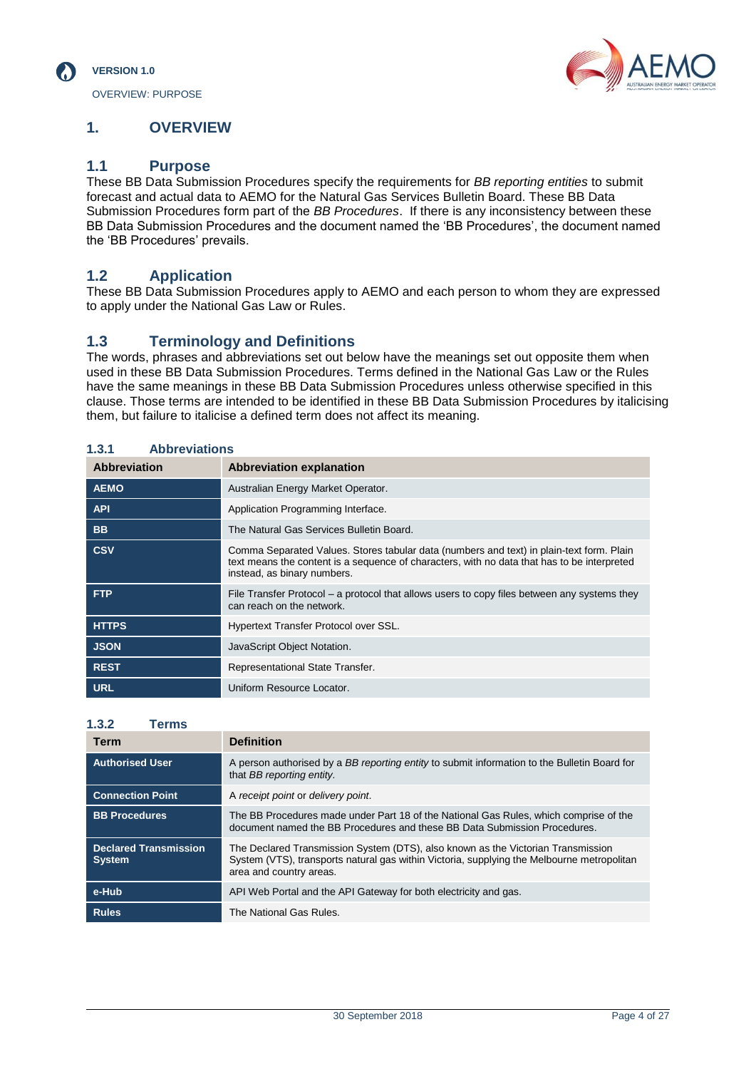# 1. OVERVIEW

## 1.1 Purpose

These BB Data Submission Procedures specify the requirements for *BB reporting entities* to submit forecast and actual data to AEMO for the Natural Gas Services Bulletin Board. These BB Data Submission Procedures form part of the *BB Procedures*. If there is any inconsistency between these BB Data Submission Procedures and the document named the 'BB Procedures', the document named the 'BB Procedures' prevails.

## 1.2 Application

These BB Data Submission Procedures apply to AEMO and each person to whom they are expressed to apply under the National Gas Law or Rules.

## 1.3 Terminology and Definitions

The words, phrases and abbreviations set out below have the meanings set out opposite them when used in these BB Data Submission Procedures. Terms defined in the National Gas Law or the Rules have the same meanings in these BB Data Submission Procedures unless otherwise specified in this clause. Those terms are intended to be identified in these BB Data Submission Procedures by italicising them, but failure to italicise a defined term does not affect its meaning.

### 1.3.1 Abbreviations

| Abbreviation | Abbreviation explanation |
|---|---|
| **AEMO** | Australian Energy Market Operator. |
| **API** | Application Programming Interface. |
| **BB** | The Natural Gas Services Bulletin Board. |
| **CSV** | Comma Separated Values. Stores tabular data (numbers and text) in plain-text form. Plain text means the content is a sequence of characters, with no data that has to be interpreted instead, as binary numbers. |
| **FTP** | File Transfer Protocol – a protocol that allows users to copy files between any systems they can reach on the network. |
| **HTTPS** | Hypertext Transfer Protocol over SSL. |
| **JSON** | JavaScript Object Notation. |
| **REST** | Representational State Transfer. |
| **URL** | Uniform Resource Locator. |

### 1.3.2 Terms

| Term | Definition |
|---|---|
| **Authorised User** | A person authorised by a *BB reporting entity* to submit information to the Bulletin Board for that *BB reporting entity*. |
| **Connection Point** | A *receipt point* or *delivery point*. |
| **BB Procedures** | The BB Procedures made under Part 18 of the National Gas Rules, which comprise of the document named the BB Procedures and these BB Data Submission Procedures. |
| **Declared Transmission System** | The Declared Transmission System (DTS), also known as the Victorian Transmission System (VTS), transports natural gas within Victoria, supplying the Melbourne metropolitan area and country areas. |
| **e-Hub** | API Web Portal and the API Gateway for both electricity and gas. |
| **Rules** | The National Gas Rules. |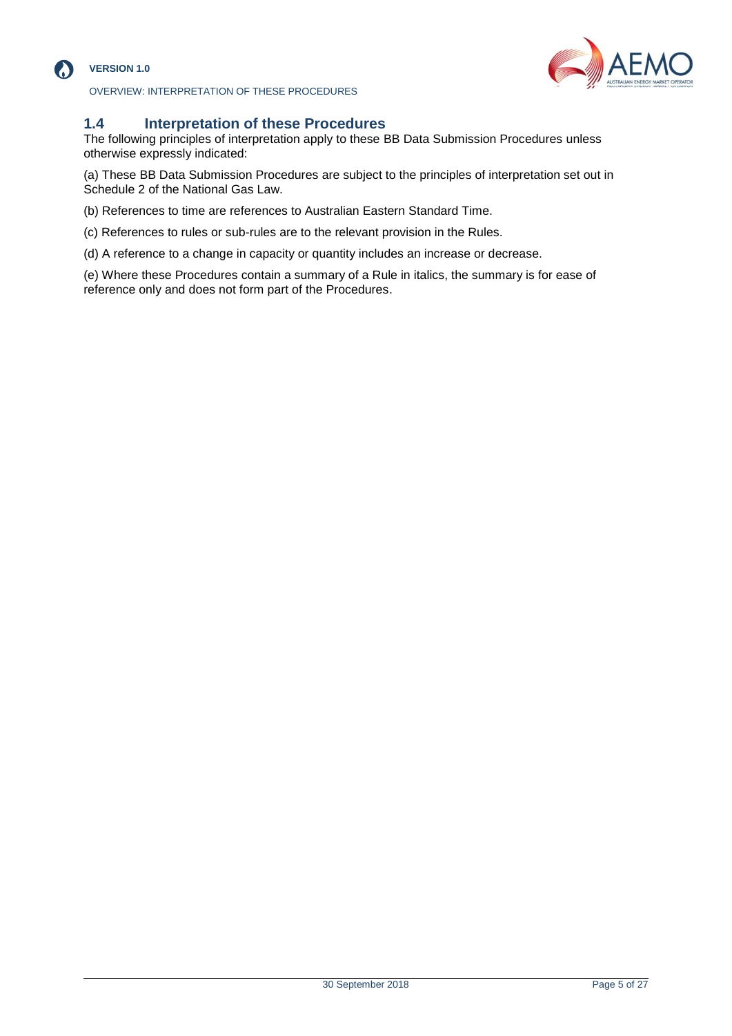## 1.4 Interpretation of these Procedures

The following principles of interpretation apply to these BB Data Submission Procedures unless otherwise expressly indicated:

(a) These BB Data Submission Procedures are subject to the principles of interpretation set out in Schedule 2 of the National Gas Law.

(b) References to time are references to Australian Eastern Standard Time.

(c) References to rules or sub-rules are to the relevant provision in the Rules.

(d) A reference to a change in capacity or quantity includes an increase or decrease.

(e) Where these Procedures contain a summary of a Rule in italics, the summary is for ease of reference only and does not form part of the Procedures.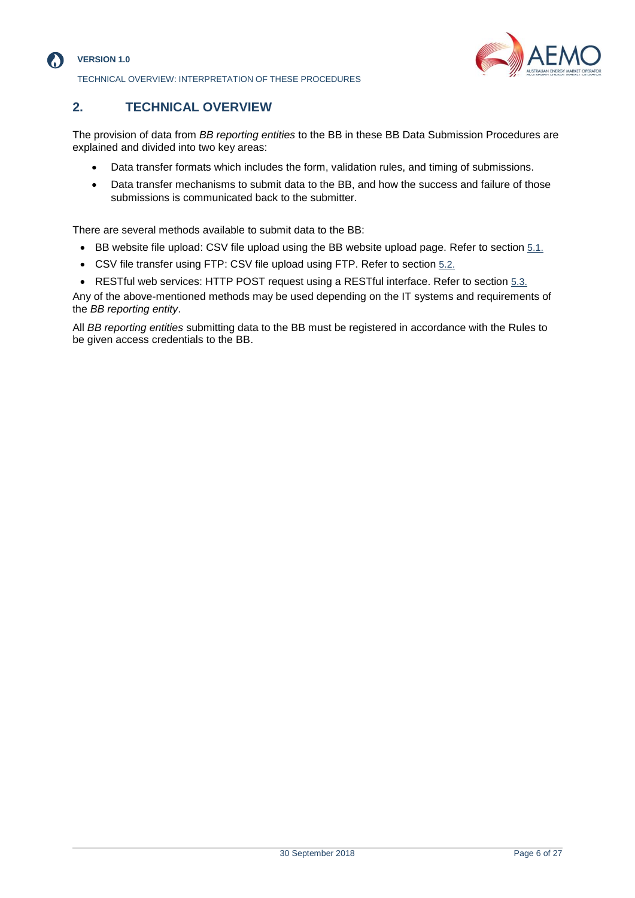## 2. TECHNICAL OVERVIEW

The provision of data from *BB reporting entities* to the BB in these BB Data Submission Procedures are explained and divided into two key areas:

- Data transfer formats which includes the form, validation rules, and timing of submissions.
- Data transfer mechanisms to submit data to the BB, and how the success and failure of those submissions is communicated back to the submitter.

There are several methods available to submit data to the BB:

- BB website file upload: CSV file upload using the BB website upload page. Refer to section 5.1.
- CSV file transfer using FTP: CSV file upload using FTP. Refer to section 5.2.
- RESTful web services: HTTP POST request using a RESTful interface. Refer to section 5.3.

Any of the above-mentioned methods may be used depending on the IT systems and requirements of the *BB reporting entity*.

All *BB reporting entities* submitting data to the BB must be registered in accordance with the Rules to be given access credentials to the BB.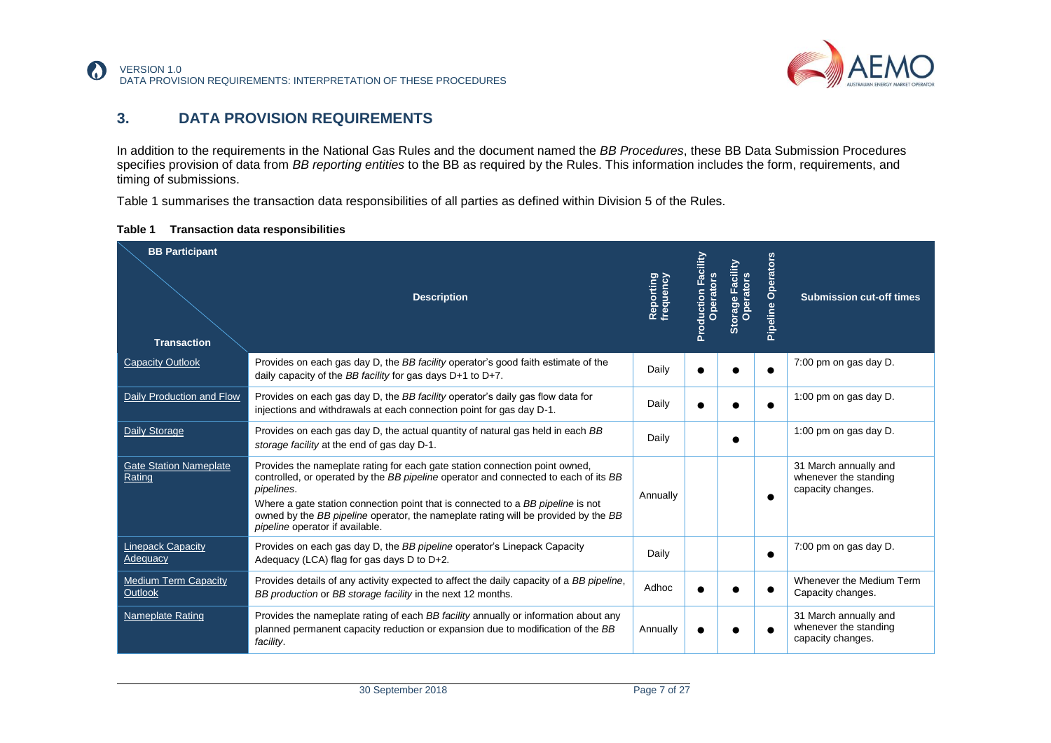## 3. DATA PROVISION REQUIREMENTS

In addition to the requirements in the National Gas Rules and the document named the *BB Procedures*, these BB Data Submission Procedures specifies provision of data from *BB reporting entities* to the BB as required by the Rules. This information includes the form, requirements, and timing of submissions.

Table 1 summarises the transaction data responsibilities of all parties as defined within Division 5 of the Rules.

**Table 1 Transaction data responsibilities**

| BB Participant / Transaction | Description | Reporting frequency | Production Facility Operators | Storage Facility Operators | Pipeline Operators | Submission cut-off times |
|---|---|---|---|---|---|---|
| Capacity Outlook | Provides on each gas day D, the *BB facility* operator's good faith estimate of the daily capacity of the *BB facility* for gas days D+1 to D+7. | Daily | ● | ● | ● | 7:00 pm on gas day D. |
| Daily Production and Flow | Provides on each gas day D, the *BB facility* operator's daily gas flow data for injections and withdrawals at each connection point for gas day D-1. | Daily | ● | ● | ● | 1:00 pm on gas day D. |
| Daily Storage | Provides on each gas day D, the actual quantity of natural gas held in each *BB storage facility* at the end of gas day D-1. | Daily | | ● | | 1:00 pm on gas day D. |
| Gate Station Nameplate Rating | Provides the nameplate rating for each gate station connection point owned, controlled, or operated by the *BB pipeline* operator and connected to each of its *BB pipelines*.<br>Where a gate station connection point that is connected to a *BB pipeline* is not owned by the *BB pipeline* operator, the nameplate rating will be provided by the *BB pipeline* operator if available. | Annually | | | ● | 31 March annually and whenever the standing capacity changes. |
| Linepack Capacity Adequacy | Provides on each gas day D, the *BB pipeline* operator's Linepack Capacity Adequacy (LCA) flag for gas days D to D+2. | Daily | | | ● | 7:00 pm on gas day D. |
| Medium Term Capacity Outlook | Provides details of any activity expected to affect the daily capacity of a *BB pipeline*, *BB production* or *BB storage facility* in the next 12 months. | Adhoc | ● | ● | ● | Whenever the Medium Term Capacity changes. |
| Nameplate Rating | Provides the nameplate rating of each *BB facility* annually or information about any planned permanent capacity reduction or expansion due to modification of the *BB facility*. | Annually | ● | ● | ● | 31 March annually and whenever the standing capacity changes. |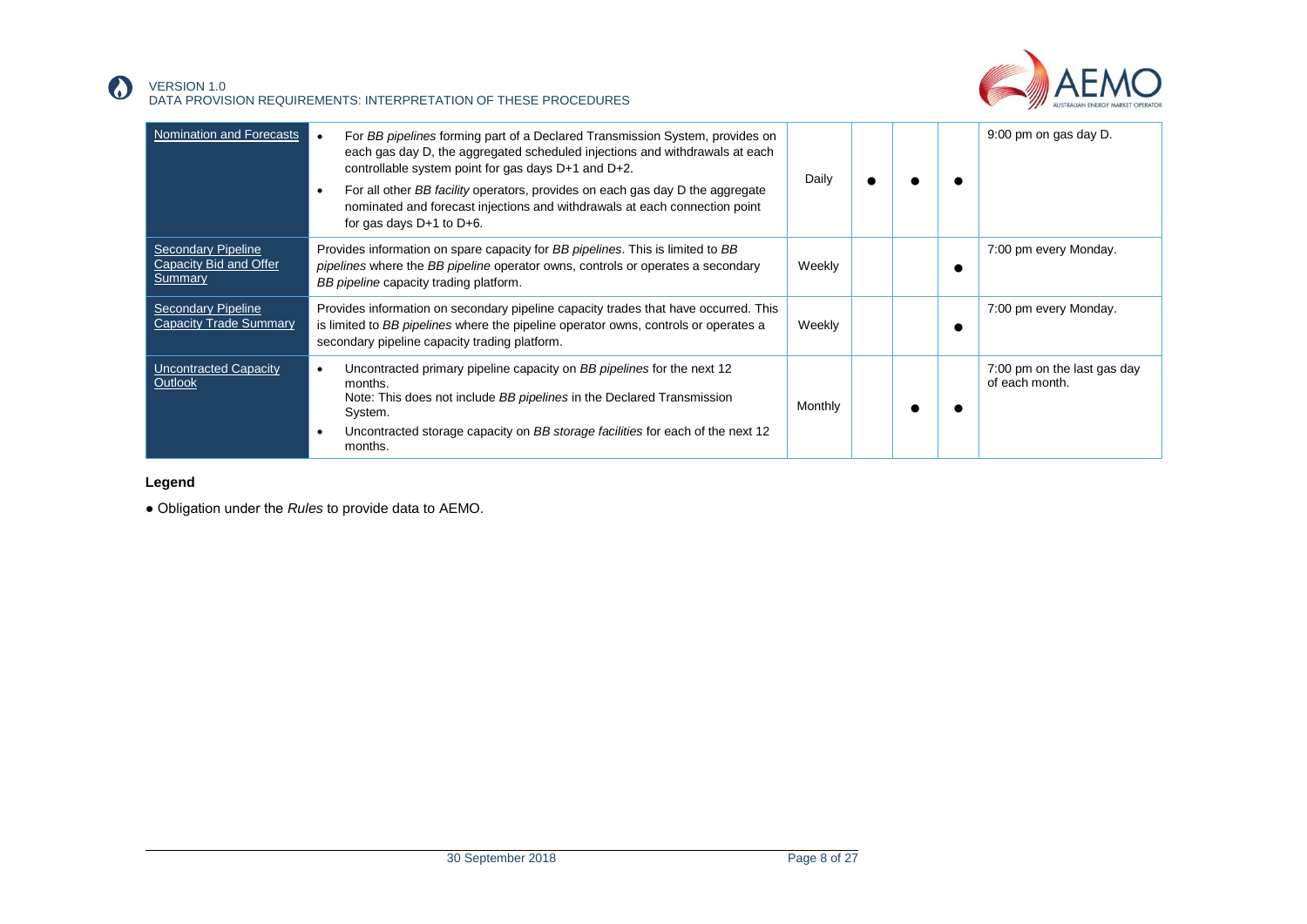| Nomination and Forecasts | • For *BB pipelines* forming part of a Declared Transmission System, provides on each gas day D, the aggregated scheduled injections and withdrawals at each controllable system point for gas days D+1 and D+2.<br>• For all other *BB facility* operators, provides on each gas day D the aggregate nominated and forecast injections and withdrawals at each connection point for gas days D+1 to D+6. | Daily | ● | ● | ● | 9:00 pm on gas day D. |
|---|---|---|---|---|---|---|
| Secondary Pipeline Capacity Bid and Offer Summary | Provides information on spare capacity for *BB pipelines*. This is limited to *BB pipelines* where the *BB pipeline* operator owns, controls or operates a secondary *BB pipeline* capacity trading platform. | Weekly | | | ● | 7:00 pm every Monday. |
| Secondary Pipeline Capacity Trade Summary | Provides information on secondary pipeline capacity trades that have occurred. This is limited to *BB pipelines* where the pipeline operator owns, controls or operates a secondary pipeline capacity trading platform. | Weekly | | | ● | 7:00 pm every Monday. |
| Uncontracted Capacity Outlook | • Uncontracted primary pipeline capacity on *BB pipelines* for the next 12 months.<br>Note: This does not include *BB pipelines* in the Declared Transmission System.<br>• Uncontracted storage capacity on *BB storage facilities* for each of the next 12 months. | Monthly | | ● | ● | 7:00 pm on the last gas day of each month. |

**Legend**

● Obligation under the *Rules* to provide data to AEMO.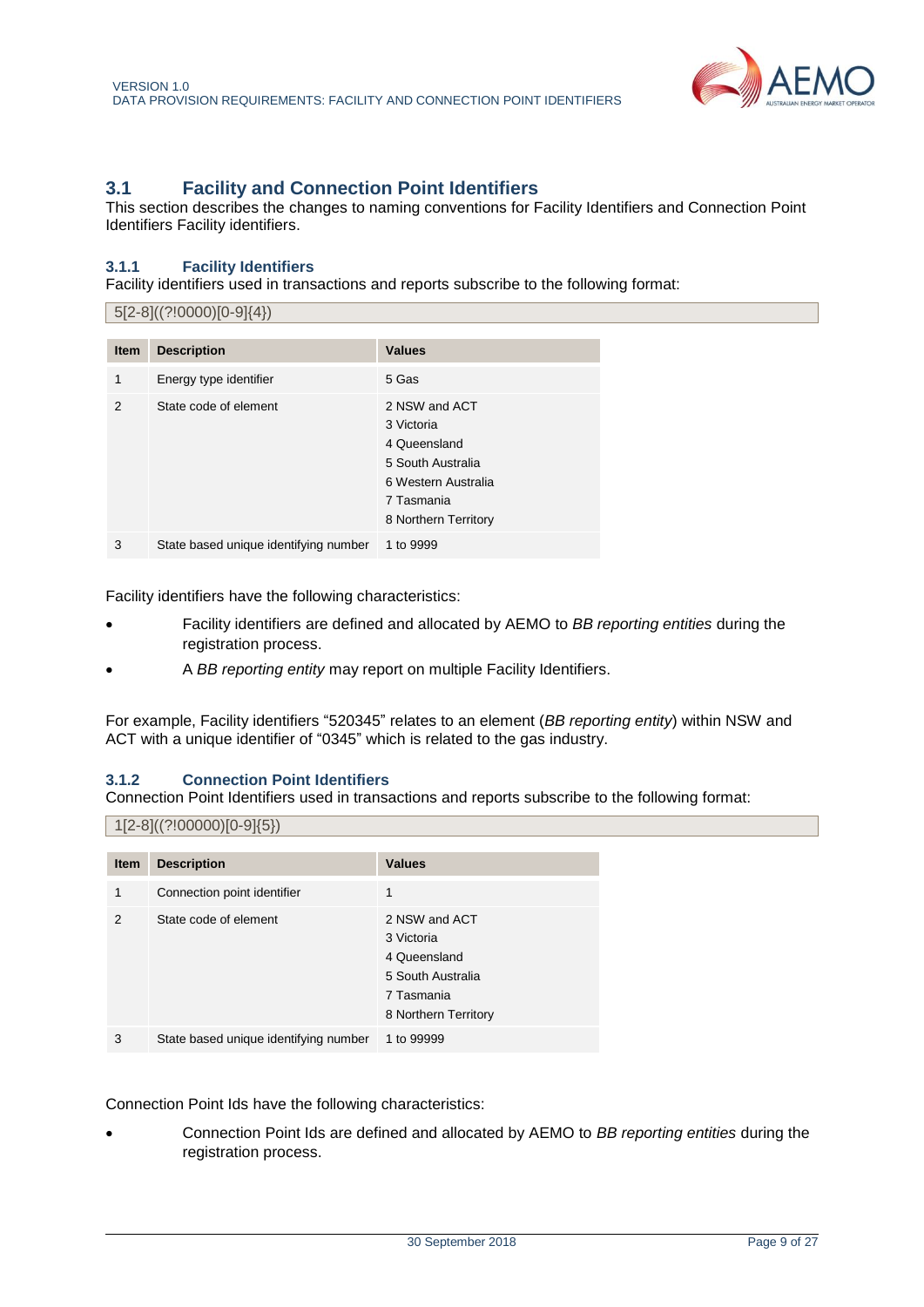## 3.1 Facility and Connection Point Identifiers

This section describes the changes to naming conventions for Facility Identifiers and Connection Point Identifiers Facility identifiers.

### 3.1.1 Facility Identifiers

Facility identifiers used in transactions and reports subscribe to the following format:

```
5[2-8]((?!0000)[0-9]{4})
```

| Item | Description | Values |
|---|---|---|
| 1 | Energy type identifier | 5 Gas |
| 2 | State code of element | 2 NSW and ACT<br>3 Victoria<br>4 Queensland<br>5 South Australia<br>6 Western Australia<br>7 Tasmania<br>8 Northern Territory |
| 3 | State based unique identifying number | 1 to 9999 |

Facility identifiers have the following characteristics:

- Facility identifiers are defined and allocated by AEMO to *BB reporting entities* during the registration process.
- A *BB reporting entity* may report on multiple Facility Identifiers.

For example, Facility identifiers "520345" relates to an element (*BB reporting entity*) within NSW and ACT with a unique identifier of "0345" which is related to the gas industry.

### 3.1.2 Connection Point Identifiers

Connection Point Identifiers used in transactions and reports subscribe to the following format:

```
1[2-8]((?!00000)[0-9]{5})
```

| Item | Description | Values |
|---|---|---|
| 1 | Connection point identifier | 1 |
| 2 | State code of element | 2 NSW and ACT<br>3 Victoria<br>4 Queensland<br>5 South Australia<br>7 Tasmania<br>8 Northern Territory |
| 3 | State based unique identifying number | 1 to 99999 |

Connection Point Ids have the following characteristics:

- Connection Point Ids are defined and allocated by AEMO to *BB reporting entities* during the registration process.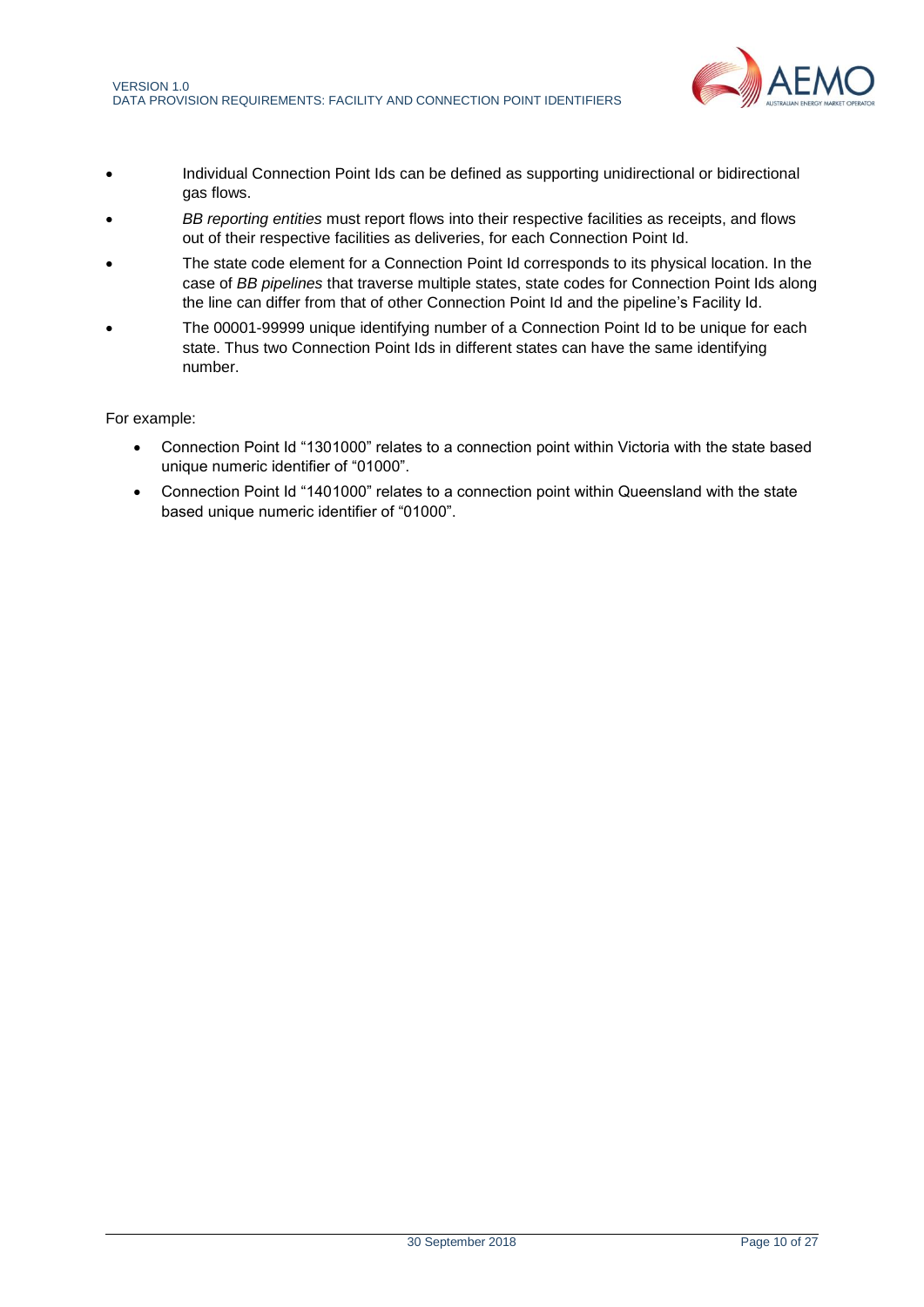- Individual Connection Point Ids can be defined as supporting unidirectional or bidirectional gas flows.
- *BB reporting entities* must report flows into their respective facilities as receipts, and flows out of their respective facilities as deliveries, for each Connection Point Id.
- The state code element for a Connection Point Id corresponds to its physical location. In the case of *BB pipelines* that traverse multiple states, state codes for Connection Point Ids along the line can differ from that of other Connection Point Id and the pipeline's Facility Id.
- The 00001-99999 unique identifying number of a Connection Point Id to be unique for each state. Thus two Connection Point Ids in different states can have the same identifying number.

For example:

- Connection Point Id "1301000" relates to a connection point within Victoria with the state based unique numeric identifier of "01000".
- Connection Point Id "1401000" relates to a connection point within Queensland with the state based unique numeric identifier of "01000".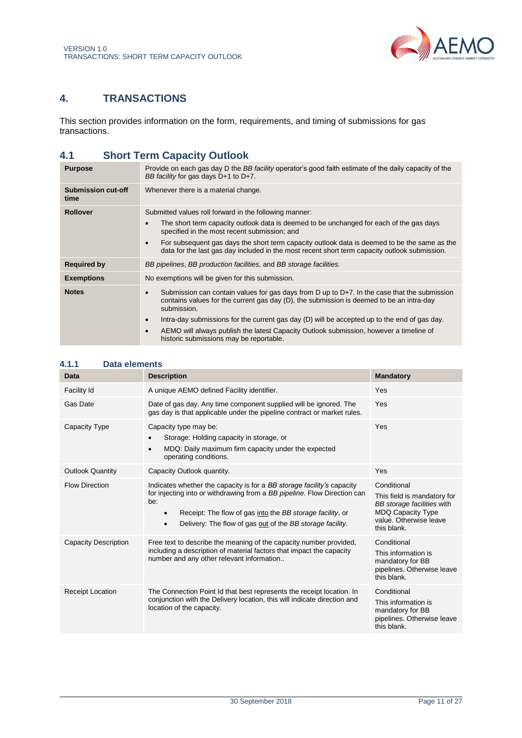# 4. TRANSACTIONS

This section provides information on the form, requirements, and timing of submissions for gas transactions.

## 4.1 Short Term Capacity Outlook

| | |
|---|---|
| **Purpose** | Provide on each gas day D the *BB facility* operator's good faith estimate of the daily capacity of the *BB facility* for gas days D+1 to D+7. |
| **Submission cut-off time** | Whenever there is a material change. |
| **Rollover** | Submitted values roll forward in the following manner:<br>• The short term capacity outlook data is deemed to be unchanged for each of the gas days specified in the most recent submission; and<br>• For subsequent gas days the short term capacity outlook data is deemed to be the same as the data for the last gas day included in the most recent short term capacity outlook submission. |
| **Required by** | *BB pipelines*, *BB production facilities,* and *BB storage facilities.* |
| **Exemptions** | No exemptions will be given for this submission. |
| **Notes** | • Submission can contain values for gas days from D up to D+7. In the case that the submission contains values for the current gas day (D), the submission is deemed to be an intra-day submission.<br>• Intra-day submissions for the current gas day (D) will be accepted up to the end of gas day.<br>• AEMO will always publish the latest Capacity Outlook submission, however a timeline of historic submissions may be reportable. |

### 4.1.1 Data elements

| Data | Description | Mandatory |
|---|---|---|
| Facility Id | A unique AEMO defined Facility identifier. | Yes |
| Gas Date | Date of gas day. Any time component supplied will be ignored. The gas day is that applicable under the pipeline contract or market rules. | Yes |
| Capacity Type | Capacity type may be:<br>• Storage: Holding capacity in storage, or<br>• MDQ: Daily maximum firm capacity under the expected operating conditions. | Yes |
| Outlook Quantity | Capacity Outlook quantity. | Yes |
| Flow Direction | Indicates whether the capacity is for a *BB storage facility's* capacity for injecting into or withdrawing from a *BB pipeline*. Flow Direction can be:<br>• Receipt: The flow of gas into the *BB storage facility*, or<br>• Delivery: The flow of gas out of the *BB storage facility*. | Conditional<br>This field is mandatory for *BB storage facilities* with MDQ Capacity Type value. Otherwise leave this blank. |
| Capacity Description | Free text to describe the meaning of the capacity number provided, including a description of material factors that impact the capacity number and any other relevant information.. | Conditional<br>This information is mandatory for BB pipelines. Otherwise leave this blank. |
| Receipt Location | The Connection Point Id that best represents the receipt location. In conjunction with the Delivery location, this will indicate direction and location of the capacity. | Conditional<br>This information is mandatory for BB pipelines. Otherwise leave this blank. |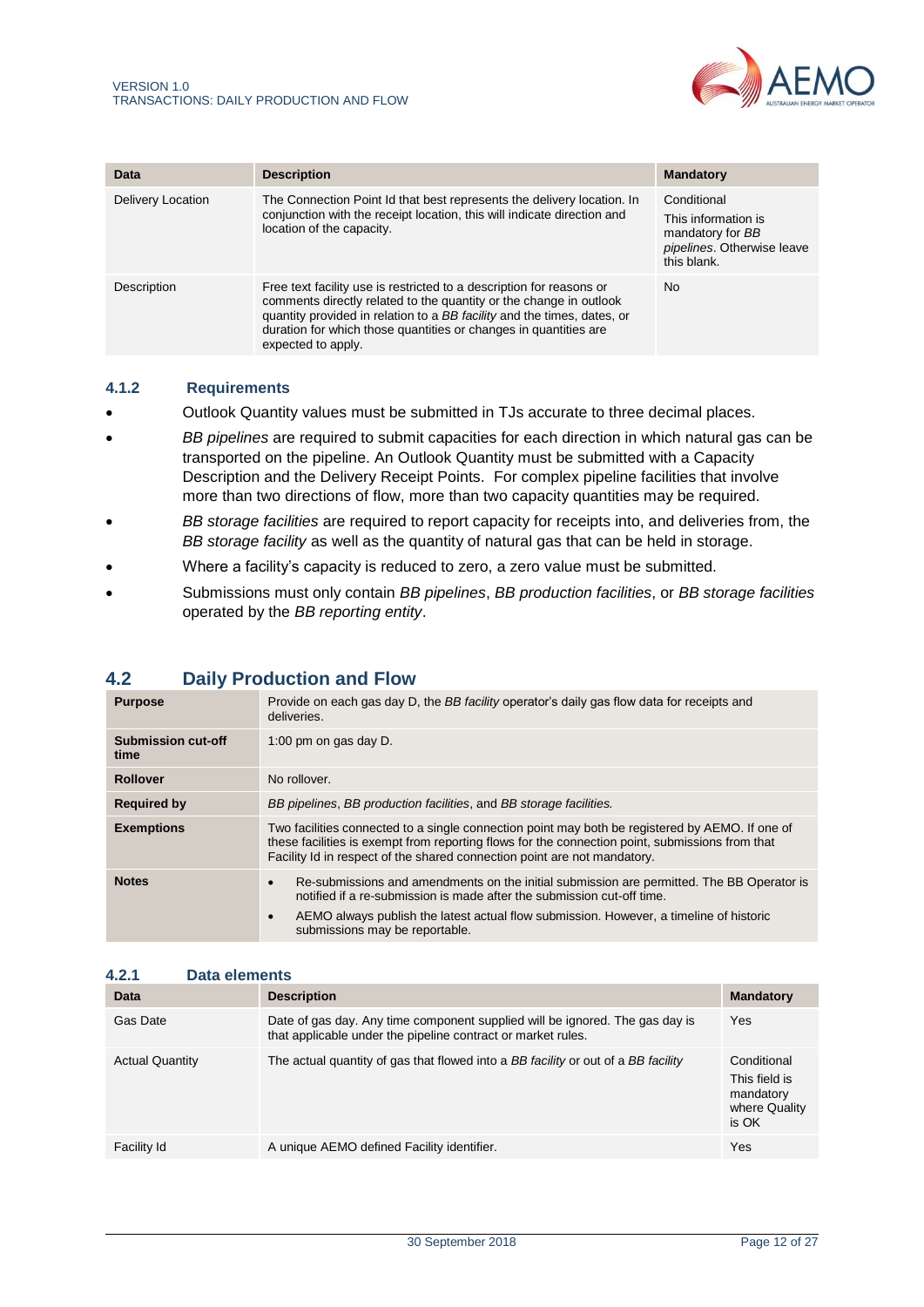| Data | Description | Mandatory |
| --- | --- | --- |
| Delivery Location | The Connection Point Id that best represents the delivery location. In conjunction with the receipt location, this will indicate direction and location of the capacity. | Conditional<br>This information is mandatory for *BB pipelines*. Otherwise leave this blank. |
| Description | Free text facility use is restricted to a description for reasons or comments directly related to the quantity or the change in outlook quantity provided in relation to a *BB facility* and the times, dates, or duration for which those quantities or changes in quantities are expected to apply. | No |

### 4.1.2 Requirements

- Outlook Quantity values must be submitted in TJs accurate to three decimal places.
- *BB pipelines* are required to submit capacities for each direction in which natural gas can be transported on the pipeline. An Outlook Quantity must be submitted with a Capacity Description and the Delivery Receipt Points. For complex pipeline facilities that involve more than two directions of flow, more than two capacity quantities may be required.
- *BB storage facilities* are required to report capacity for receipts into, and deliveries from, the *BB storage facility* as well as the quantity of natural gas that can be held in storage.
- Where a facility's capacity is reduced to zero, a zero value must be submitted.
- Submissions must only contain *BB pipelines*, *BB production facilities*, or *BB storage facilities* operated by the *BB reporting entity*.

## 4.2 Daily Production and Flow

| | |
| --- | --- |
| **Purpose** | Provide on each gas day D, the *BB facility* operator's daily gas flow data for receipts and deliveries. |
| **Submission cut-off time** | 1:00 pm on gas day D. |
| **Rollover** | No rollover. |
| **Required by** | *BB pipelines, BB production facilities*, and *BB storage facilities.* |
| **Exemptions** | Two facilities connected to a single connection point may both be registered by AEMO. If one of these facilities is exempt from reporting flows for the connection point, submissions from that Facility Id in respect of the shared connection point are not mandatory. |
| **Notes** | • Re-submissions and amendments on the initial submission are permitted. The BB Operator is notified if a re-submission is made after the submission cut-off time.<br>• AEMO always publish the latest actual flow submission. However, a timeline of historic submissions may be reportable. |

### 4.2.1 Data elements

| Data | Description | Mandatory |
| --- | --- | --- |
| Gas Date | Date of gas day. Any time component supplied will be ignored. The gas day is that applicable under the pipeline contract or market rules. | Yes |
| Actual Quantity | The actual quantity of gas that flowed into a *BB facility* or out of a *BB facility* | Conditional<br>This field is mandatory where Quality is OK |
| Facility Id | A unique AEMO defined Facility identifier. | Yes |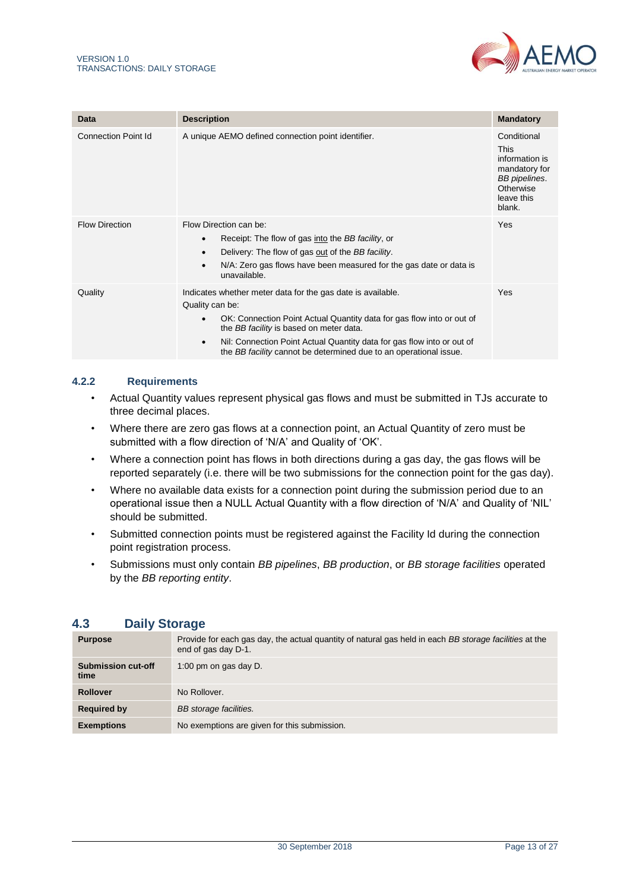| Data | Description | Mandatory |
| --- | --- | --- |
| Connection Point Id | A unique AEMO defined connection point identifier. | Conditional<br>This information is mandatory for *BB pipelines*. Otherwise leave this blank. |
| Flow Direction | Flow Direction can be:<br>• Receipt: The flow of gas into the *BB facility*, or<br>• Delivery: The flow of gas out of the *BB facility*.<br>• N/A: Zero gas flows have been measured for the gas date or data is unavailable. | Yes |
| Quality | Indicates whether meter data for the gas date is available.<br>Quality can be:<br>• OK: Connection Point Actual Quantity data for gas flow into or out of the *BB facility* is based on meter data.<br>• Nil: Connection Point Actual Quantity data for gas flow into or out of the *BB facility* cannot be determined due to an operational issue. | Yes |

### 4.2.2 Requirements

- Actual Quantity values represent physical gas flows and must be submitted in TJs accurate to three decimal places.
- Where there are zero gas flows at a connection point, an Actual Quantity of zero must be submitted with a flow direction of 'N/A' and Quality of 'OK'.
- Where a connection point has flows in both directions during a gas day, the gas flows will be reported separately (i.e. there will be two submissions for the connection point for the gas day).
- Where no available data exists for a connection point during the submission period due to an operational issue then a NULL Actual Quantity with a flow direction of 'N/A' and Quality of 'NIL' should be submitted.
- Submitted connection points must be registered against the Facility Id during the connection point registration process.
- Submissions must only contain *BB pipelines*, *BB production*, or *BB storage facilities* operated by the *BB reporting entity*.

## 4.3 Daily Storage

| | |
| --- | --- |
| **Purpose** | Provide for each gas day, the actual quantity of natural gas held in each *BB storage facilities* at the end of gas day D-1. |
| **Submission cut-off time** | 1:00 pm on gas day D. |
| **Rollover** | No Rollover. |
| **Required by** | *BB storage facilities.* |
| **Exemptions** | No exemptions are given for this submission. |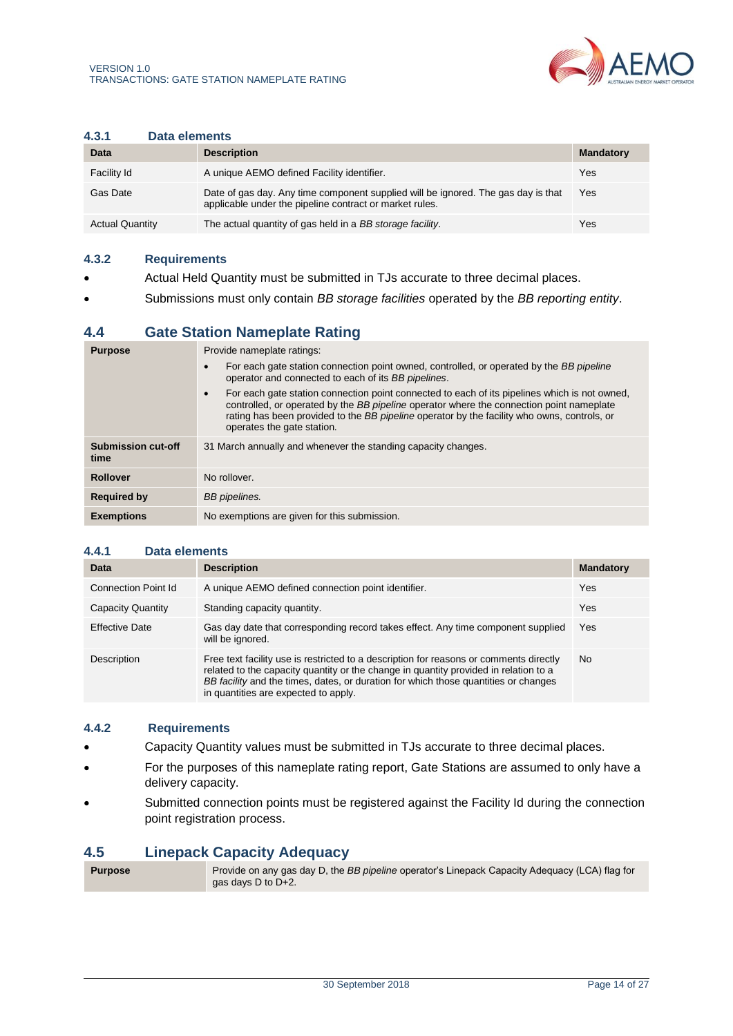### 4.3.1 Data elements

| Data | Description | Mandatory |
|---|---|---|
| Facility Id | A unique AEMO defined Facility identifier. | Yes |
| Gas Date | Date of gas day. Any time component supplied will be ignored. The gas day is that applicable under the pipeline contract or market rules. | Yes |
| Actual Quantity | The actual quantity of gas held in a *BB storage facility*. | Yes |

### 4.3.2 Requirements

- Actual Held Quantity must be submitted in TJs accurate to three decimal places.
- Submissions must only contain *BB storage facilities* operated by the *BB reporting entity*.

## 4.4 Gate Station Nameplate Rating

| | |
|---|---|
| **Purpose** | Provide nameplate ratings:<br>• For each gate station connection point owned, controlled, or operated by the *BB pipeline* operator and connected to each of its *BB pipelines*.<br>• For each gate station connection point connected to each of its pipelines which is not owned, controlled, or operated by the *BB pipeline* operator where the connection point nameplate rating has been provided to the *BB pipeline* operator by the facility who owns, controls, or operates the gate station. |
| **Submission cut-off time** | 31 March annually and whenever the standing capacity changes. |
| **Rollover** | No rollover. |
| **Required by** | *BB pipelines.* |
| **Exemptions** | No exemptions are given for this submission. |

### 4.4.1 Data elements

| Data | Description | Mandatory |
|---|---|---|
| Connection Point Id | A unique AEMO defined connection point identifier. | Yes |
| Capacity Quantity | Standing capacity quantity. | Yes |
| Effective Date | Gas day date that corresponding record takes effect. Any time component supplied will be ignored. | Yes |
| Description | Free text facility use is restricted to a description for reasons or comments directly related to the capacity quantity or the change in quantity provided in relation to a *BB facility* and the times, dates, or duration for which those quantities or changes in quantities are expected to apply. | No |

### 4.4.2 Requirements

- Capacity Quantity values must be submitted in TJs accurate to three decimal places.
- For the purposes of this nameplate rating report, Gate Stations are assumed to only have a delivery capacity.
- Submitted connection points must be registered against the Facility Id during the connection point registration process.

## 4.5 Linepack Capacity Adequacy

| | |
|---|---|
| **Purpose** | Provide on any gas day D, the *BB pipeline* operator's Linepack Capacity Adequacy (LCA) flag for gas days D to D+2. |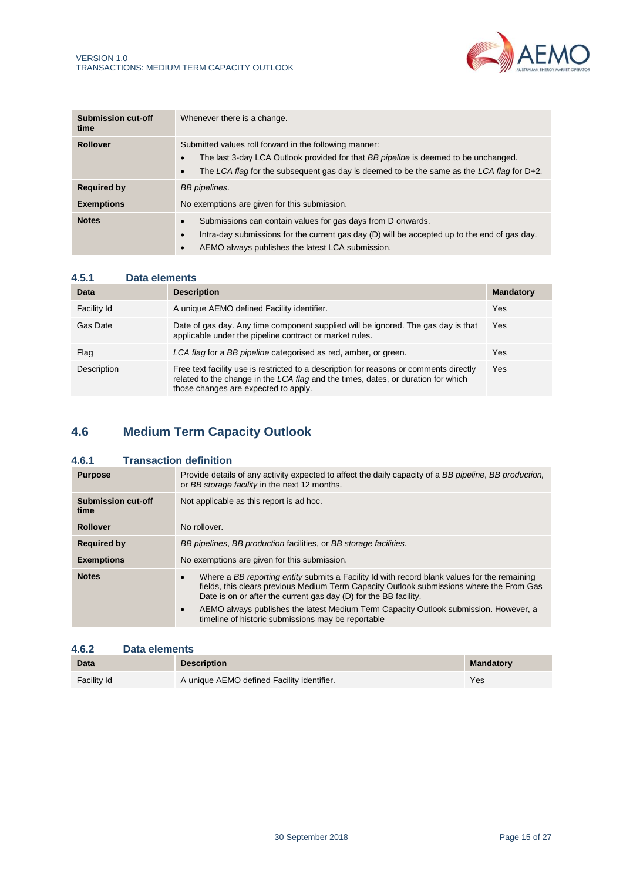| | |
|---|---|
| **Submission cut-off time** | Whenever there is a change. |
| **Rollover** | Submitted values roll forward in the following manner:<br>• The last 3-day LCA Outlook provided for that *BB pipeline* is deemed to be unchanged.<br>• The *LCA flag* for the subsequent gas day is deemed to be the same as the *LCA flag* for D+2. |
| **Required by** | *BB pipelines*. |
| **Exemptions** | No exemptions are given for this submission. |
| **Notes** | • Submissions can contain values for gas days from D onwards.<br>• Intra-day submissions for the current gas day (D) will be accepted up to the end of gas day.<br>• AEMO always publishes the latest LCA submission. |

### 4.5.1 Data elements

| Data | Description | Mandatory |
|---|---|---|
| Facility Id | A unique AEMO defined Facility identifier. | Yes |
| Gas Date | Date of gas day. Any time component supplied will be ignored. The gas day is that applicable under the pipeline contract or market rules. | Yes |
| Flag | *LCA flag* for a *BB pipeline* categorised as red, amber, or green. | Yes |
| Description | Free text facility use is restricted to a description for reasons or comments directly related to the change in the *LCA flag* and the times, dates, or duration for which those changes are expected to apply. | Yes |

## 4.6 Medium Term Capacity Outlook

### 4.6.1 Transaction definition

| | |
|---|---|
| **Purpose** | Provide details of any activity expected to affect the daily capacity of a *BB pipeline*, *BB production*, or *BB storage facility* in the next 12 months. |
| **Submission cut-off time** | Not applicable as this report is ad hoc. |
| **Rollover** | No rollover. |
| **Required by** | *BB pipelines*, *BB production* facilities, or *BB storage facilities*. |
| **Exemptions** | No exemptions are given for this submission. |
| **Notes** | • Where a *BB reporting entity* submits a Facility Id with record blank values for the remaining fields, this clears previous Medium Term Capacity Outlook submissions where the From Gas Date is on or after the current gas day (D) for the BB facility.<br>• AEMO always publishes the latest Medium Term Capacity Outlook submission. However, a timeline of historic submissions may be reportable |

### 4.6.2 Data elements

| Data | Description | Mandatory |
|---|---|---|
| Facility Id | A unique AEMO defined Facility identifier. | Yes |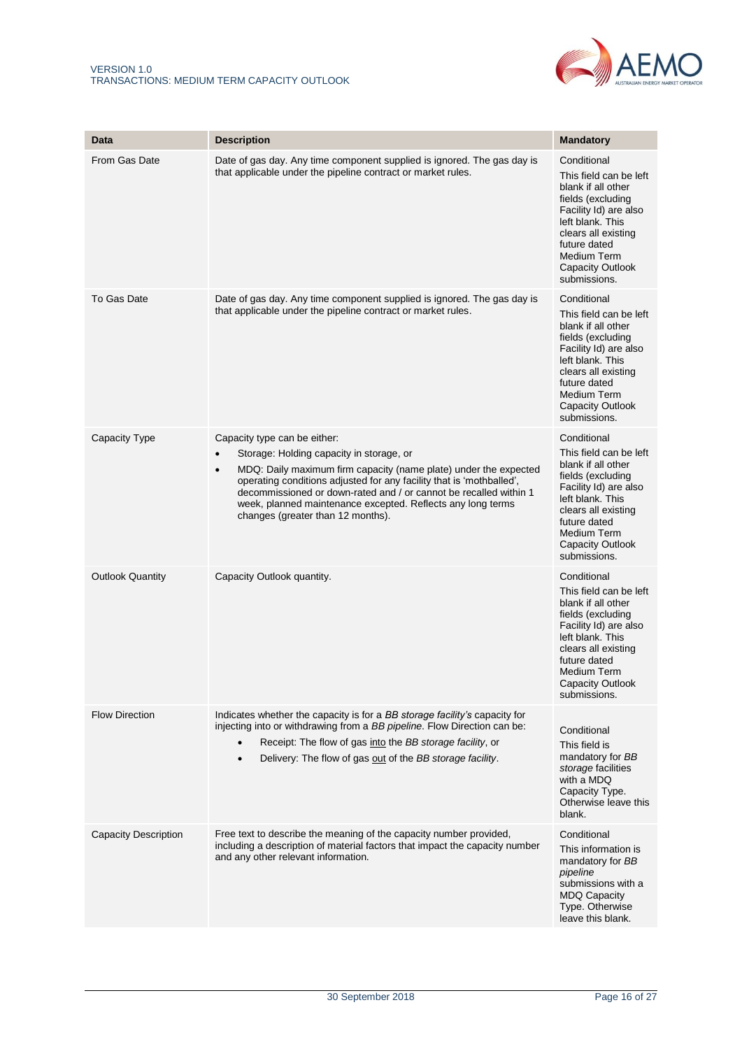| Data | Description | Mandatory |
|---|---|---|
| From Gas Date | Date of gas day. Any time component supplied is ignored. The gas day is that applicable under the pipeline contract or market rules. | Conditional<br>This field can be left blank if all other fields (excluding Facility Id) are also left blank. This clears all existing future dated Medium Term Capacity Outlook submissions. |
| To Gas Date | Date of gas day. Any time component supplied is ignored. The gas day is that applicable under the pipeline contract or market rules. | Conditional<br>This field can be left blank if all other fields (excluding Facility Id) are also left blank. This clears all existing future dated Medium Term Capacity Outlook submissions. |
| Capacity Type | Capacity type can be either:<br>• Storage: Holding capacity in storage, or<br>• MDQ: Daily maximum firm capacity (name plate) under the expected operating conditions adjusted for any facility that is 'mothballed', decommissioned or down-rated and / or cannot be recalled within 1 week, planned maintenance excepted. Reflects any long terms changes (greater than 12 months). | Conditional<br>This field can be left blank if all other fields (excluding Facility Id) are also left blank. This clears all existing future dated Medium Term Capacity Outlook submissions. |
| Outlook Quantity | Capacity Outlook quantity. | Conditional<br>This field can be left blank if all other fields (excluding Facility Id) are also left blank. This clears all existing future dated Medium Term Capacity Outlook submissions. |
| Flow Direction | Indicates whether the capacity is for a *BB storage facility's* capacity for injecting into or withdrawing from a *BB pipeline*. Flow Direction can be:<br>• Receipt: The flow of gas into the *BB storage facility*, or<br>• Delivery: The flow of gas out of the *BB storage facility*. | Conditional<br>This field is mandatory for *BB storage* facilities with a MDQ Capacity Type. Otherwise leave this blank. |
| Capacity Description | Free text to describe the meaning of the capacity number provided, including a description of material factors that impact the capacity number and any other relevant information. | Conditional<br>This information is mandatory for *BB pipeline* submissions with a MDQ Capacity Type. Otherwise leave this blank. |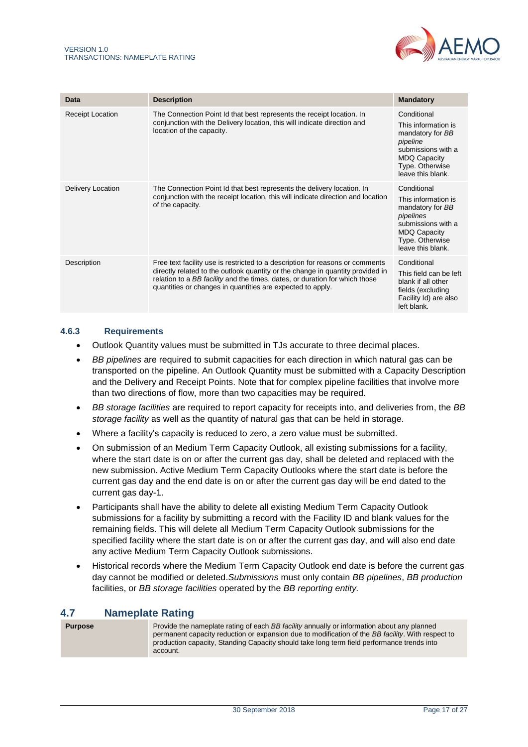| Data | Description | Mandatory |
|---|---|---|
| Receipt Location | The Connection Point Id that best represents the receipt location. In conjunction with the Delivery location, this will indicate direction and location of the capacity. | Conditional<br>This information is mandatory for *BB pipeline* submissions with a MDQ Capacity Type. Otherwise leave this blank. |
| Delivery Location | The Connection Point Id that best represents the delivery location. In conjunction with the receipt location, this will indicate direction and location of the capacity. | Conditional<br>This information is mandatory for *BB pipelines* submissions with a MDQ Capacity Type. Otherwise leave this blank. |
| Description | Free text facility use is restricted to a description for reasons or comments directly related to the outlook quantity or the change in quantity provided in relation to a *BB facility* and the times, dates, or duration for which those quantities or changes in quantities are expected to apply. | Conditional<br>This field can be left blank if all other fields (excluding Facility Id) are also left blank. |

### 4.6.3 Requirements

- Outlook Quantity values must be submitted in TJs accurate to three decimal places.
- *BB pipelines* are required to submit capacities for each direction in which natural gas can be transported on the pipeline. An Outlook Quantity must be submitted with a Capacity Description and the Delivery and Receipt Points. Note that for complex pipeline facilities that involve more than two directions of flow, more than two capacities may be required.
- *BB storage facilities* are required to report capacity for receipts into, and deliveries from, the *BB storage facility* as well as the quantity of natural gas that can be held in storage.
- Where a facility's capacity is reduced to zero, a zero value must be submitted.
- On submission of an Medium Term Capacity Outlook, all existing submissions for a facility, where the start date is on or after the current gas day, shall be deleted and replaced with the new submission. Active Medium Term Capacity Outlooks where the start date is before the current gas day and the end date is on or after the current gas day will be end dated to the current gas day-1.
- Participants shall have the ability to delete all existing Medium Term Capacity Outlook submissions for a facility by submitting a record with the Facility ID and blank values for the remaining fields. This will delete all Medium Term Capacity Outlook submissions for the specified facility where the start date is on or after the current gas day, and will also end date any active Medium Term Capacity Outlook submissions.
- Historical records where the Medium Term Capacity Outlook end date is before the current gas day cannot be modified or deleted.*Submissions* must only contain *BB pipelines*, *BB production* facilities, or *BB storage facilities* operated by the *BB reporting entity.*

## 4.7 Nameplate Rating

| **Purpose** | Provide the nameplate rating of each *BB facility* annually or information about any planned permanent capacity reduction or expansion due to modification of the *BB facility*. With respect to production capacity, Standing Capacity should take long term field performance trends into account. |
|---|---|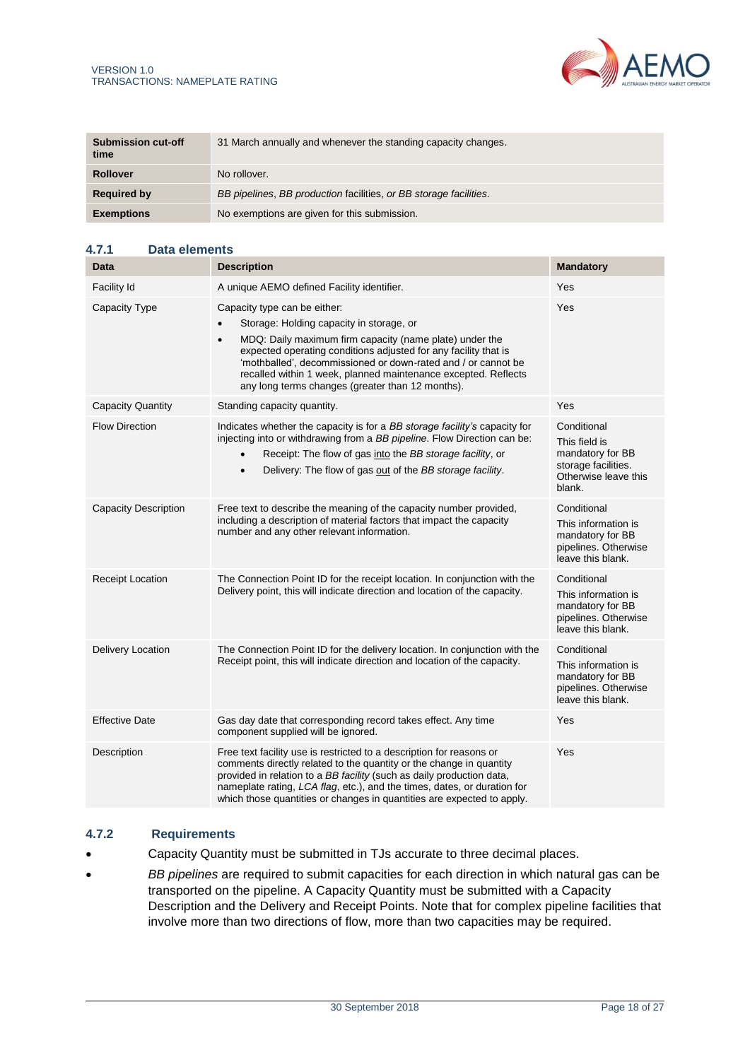| Submission cut-off time | 31 March annually and whenever the standing capacity changes. |
| --- | --- |
| **Rollover** | No rollover. |
| **Required by** | *BB pipelines*, *BB production* facilities, *or BB storage facilities*. |
| **Exemptions** | No exemptions are given for this submission. |

### 4.7.1 Data elements

| Data | Description | Mandatory |
| --- | --- | --- |
| Facility Id | A unique AEMO defined Facility identifier. | Yes |
| Capacity Type | Capacity type can be either: <br>• Storage: Holding capacity in storage, or <br>• MDQ: Daily maximum firm capacity (name plate) under the expected operating conditions adjusted for any facility that is 'mothballed', decommissioned or down-rated and / or cannot be recalled within 1 week, planned maintenance excepted. Reflects any long terms changes (greater than 12 months). | Yes |
| Capacity Quantity | Standing capacity quantity. | Yes |
| Flow Direction | Indicates whether the capacity is for a *BB storage facility's* capacity for injecting into or withdrawing from a *BB pipeline*. Flow Direction can be: <br>• Receipt: The flow of gas into the *BB storage facility*, or <br>• Delivery: The flow of gas out of the *BB storage facility*. | Conditional <br>This field is mandatory for BB storage facilities. Otherwise leave this blank. |
| Capacity Description | Free text to describe the meaning of the capacity number provided, including a description of material factors that impact the capacity number and any other relevant information. | Conditional <br>This information is mandatory for BB pipelines. Otherwise leave this blank. |
| Receipt Location | The Connection Point ID for the receipt location. In conjunction with the Delivery point, this will indicate direction and location of the capacity. | Conditional <br>This information is mandatory for BB pipelines. Otherwise leave this blank. |
| Delivery Location | The Connection Point ID for the delivery location. In conjunction with the Receipt point, this will indicate direction and location of the capacity. | Conditional <br>This information is mandatory for BB pipelines. Otherwise leave this blank. |
| Effective Date | Gas day date that corresponding record takes effect. Any time component supplied will be ignored. | Yes |
| Description | Free text facility use is restricted to a description for reasons or comments directly related to the quantity or the change in quantity provided in relation to a *BB facility* (such as daily production data, nameplate rating, *LCA flag*, etc.), and the times, dates, or duration for which those quantities or changes in quantities are expected to apply. | Yes |

### 4.7.2 Requirements

- Capacity Quantity must be submitted in TJs accurate to three decimal places.
- *BB pipelines* are required to submit capacities for each direction in which natural gas can be transported on the pipeline. A Capacity Quantity must be submitted with a Capacity Description and the Delivery and Receipt Points. Note that for complex pipeline facilities that involve more than two directions of flow, more than two capacities may be required.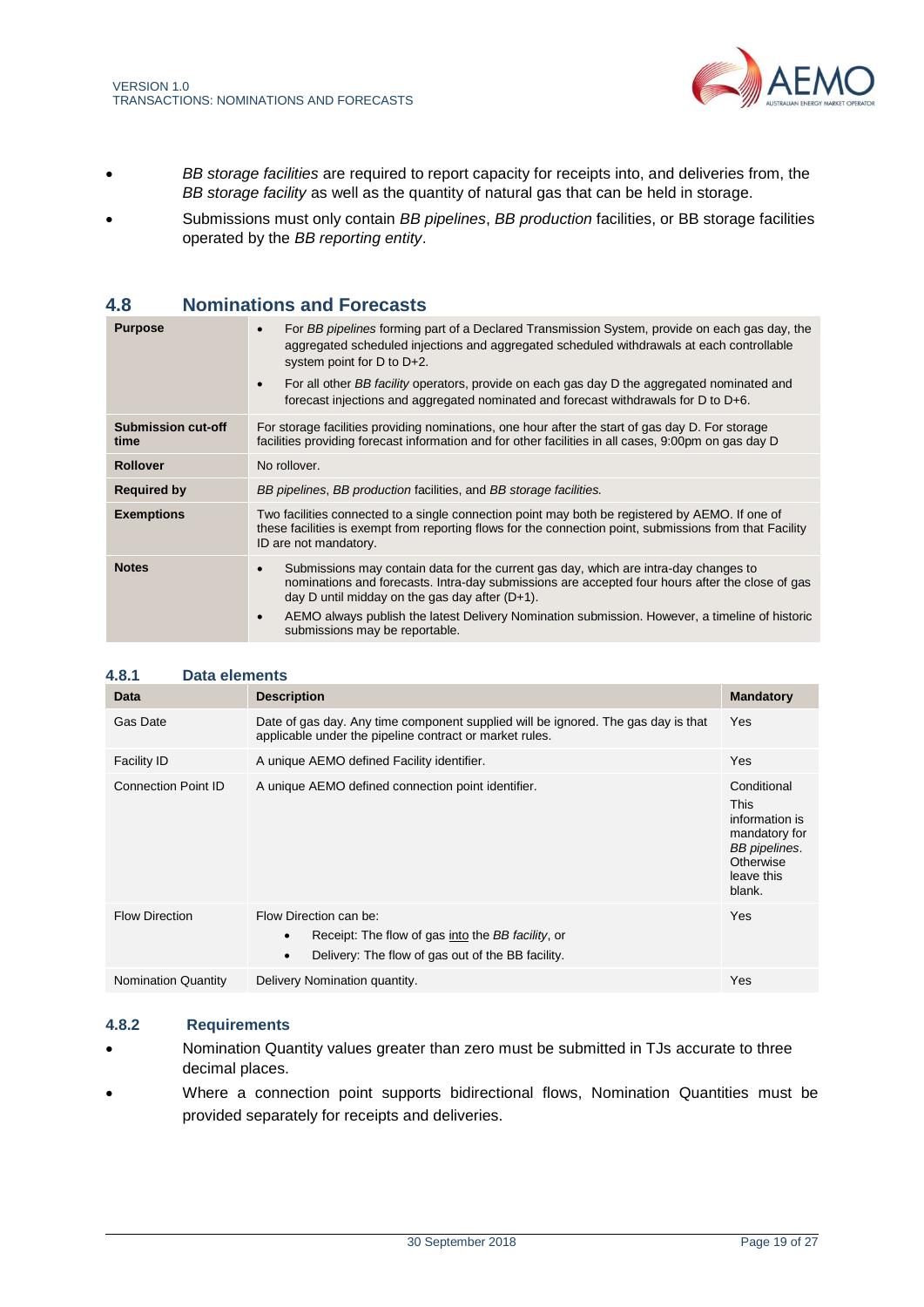- *BB storage facilities* are required to report capacity for receipts into, and deliveries from, the *BB storage facility* as well as the quantity of natural gas that can be held in storage.
- Submissions must only contain *BB pipelines*, *BB production* facilities, or BB storage facilities operated by the *BB reporting entity*.

## 4.8 Nominations and Forecasts

| | |
|---|---|
| **Purpose** | • For *BB pipelines* forming part of a Declared Transmission System, provide on each gas day, the aggregated scheduled injections and aggregated scheduled withdrawals at each controllable system point for D to D+2.<br>• For all other *BB facility* operators, provide on each gas day D the aggregated nominated and forecast injections and aggregated nominated and forecast withdrawals for D to D+6. |
| **Submission cut-off time** | For storage facilities providing nominations, one hour after the start of gas day D. For storage facilities providing forecast information and for other facilities in all cases, 9:00pm on gas day D |
| **Rollover** | No rollover. |
| **Required by** | *BB pipelines*, *BB production* facilities, and *BB storage facilities.* |
| **Exemptions** | Two facilities connected to a single connection point may both be registered by AEMO. If one of these facilities is exempt from reporting flows for the connection point, submissions from that Facility ID are not mandatory. |
| **Notes** | • Submissions may contain data for the current gas day, which are intra-day changes to nominations and forecasts. Intra-day submissions are accepted four hours after the close of gas day D until midday on the gas day after (D+1).<br>• AEMO always publish the latest Delivery Nomination submission. However, a timeline of historic submissions may be reportable. |

### 4.8.1 Data elements

| Data | Description | Mandatory |
|---|---|---|
| Gas Date | Date of gas day. Any time component supplied will be ignored. The gas day is that applicable under the pipeline contract or market rules. | Yes |
| Facility ID | A unique AEMO defined Facility identifier. | Yes |
| Connection Point ID | A unique AEMO defined connection point identifier. | Conditional<br>This information is mandatory for *BB pipelines*. Otherwise leave this blank. |
| Flow Direction | Flow Direction can be:<br>• Receipt: The flow of gas into the *BB facility*, or<br>• Delivery: The flow of gas out of the BB facility. | Yes |
| Nomination Quantity | Delivery Nomination quantity. | Yes |

### 4.8.2 Requirements

- Nomination Quantity values greater than zero must be submitted in TJs accurate to three decimal places.
- Where a connection point supports bidirectional flows, Nomination Quantities must be provided separately for receipts and deliveries.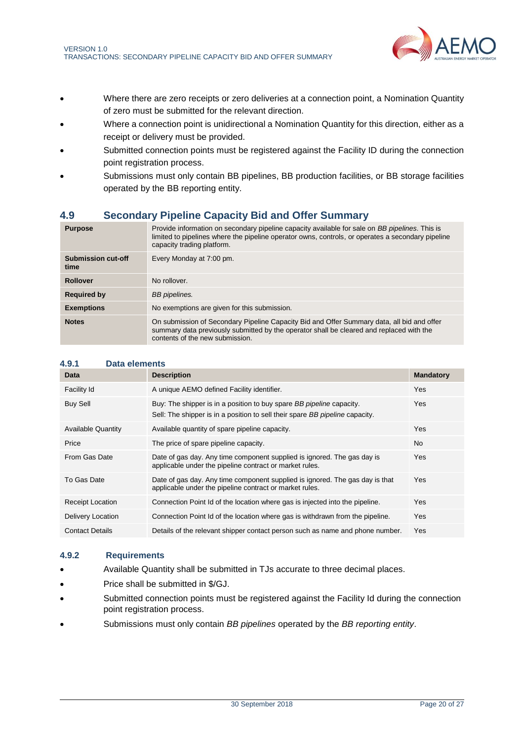- Where there are zero receipts or zero deliveries at a connection point, a Nomination Quantity of zero must be submitted for the relevant direction.
- Where a connection point is unidirectional a Nomination Quantity for this direction, either as a receipt or delivery must be provided.
- Submitted connection points must be registered against the Facility ID during the connection point registration process.
- Submissions must only contain BB pipelines, BB production facilities, or BB storage facilities operated by the BB reporting entity.

## 4.9 Secondary Pipeline Capacity Bid and Offer Summary

| | |
|---|---|
| **Purpose** | Provide information on secondary pipeline capacity available for sale on *BB pipelines*. This is limited to pipelines where the pipeline operator owns, controls, or operates a secondary pipeline capacity trading platform. |
| **Submission cut-off time** | Every Monday at 7:00 pm. |
| **Rollover** | No rollover. |
| **Required by** | *BB pipelines.* |
| **Exemptions** | No exemptions are given for this submission. |
| **Notes** | On submission of Secondary Pipeline Capacity Bid and Offer Summary data, all bid and offer summary data previously submitted by the operator shall be cleared and replaced with the contents of the new submission. |

### 4.9.1 Data elements

| Data | Description | Mandatory |
|---|---|---|
| Facility Id | A unique AEMO defined Facility identifier. | Yes |
| Buy Sell | Buy: The shipper is in a position to buy spare *BB pipeline* capacity.<br>Sell: The shipper is in a position to sell their spare *BB pipeline* capacity. | Yes |
| Available Quantity | Available quantity of spare pipeline capacity. | Yes |
| Price | The price of spare pipeline capacity. | No |
| From Gas Date | Date of gas day. Any time component supplied is ignored. The gas day is applicable under the pipeline contract or market rules. | Yes |
| To Gas Date | Date of gas day. Any time component supplied is ignored. The gas day is that applicable under the pipeline contract or market rules. | Yes |
| Receipt Location | Connection Point Id of the location where gas is injected into the pipeline. | Yes |
| Delivery Location | Connection Point Id of the location where gas is withdrawn from the pipeline. | Yes |
| Contact Details | Details of the relevant shipper contact person such as name and phone number. | Yes |

### 4.9.2 Requirements

- Available Quantity shall be submitted in TJs accurate to three decimal places.
- Price shall be submitted in $/GJ.
- Submitted connection points must be registered against the Facility Id during the connection point registration process.
- Submissions must only contain *BB pipelines* operated by the *BB reporting entity*.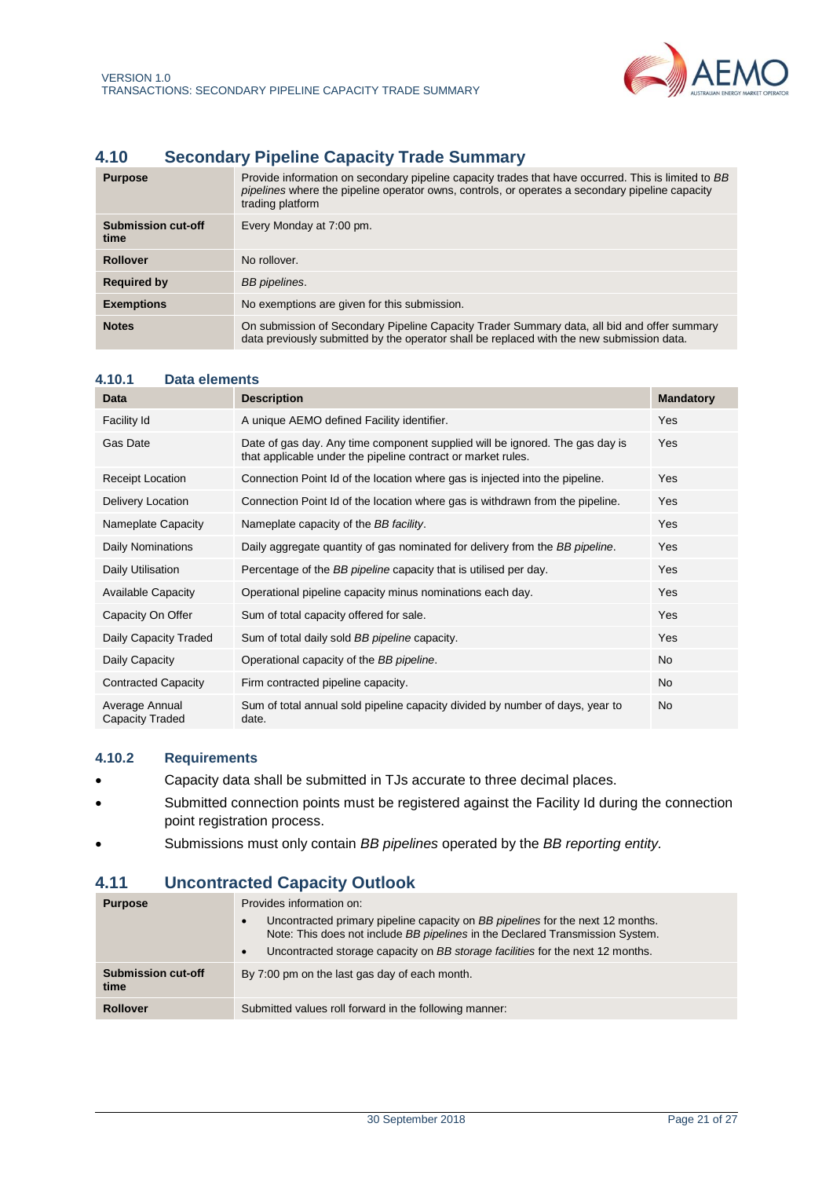## 4.10 Secondary Pipeline Capacity Trade Summary

| | |
|---|---|
| **Purpose** | Provide information on secondary pipeline capacity trades that have occurred. This is limited to *BB pipelines* where the pipeline operator owns, controls, or operates a secondary pipeline capacity trading platform |
| **Submission cut-off time** | Every Monday at 7:00 pm. |
| **Rollover** | No rollover. |
| **Required by** | *BB pipelines*. |
| **Exemptions** | No exemptions are given for this submission. |
| **Notes** | On submission of Secondary Pipeline Capacity Trader Summary data, all bid and offer summary data previously submitted by the operator shall be replaced with the new submission data. |

### 4.10.1 Data elements

| Data | Description | Mandatory |
|---|---|---|
| Facility Id | A unique AEMO defined Facility identifier. | Yes |
| Gas Date | Date of gas day. Any time component supplied will be ignored. The gas day is that applicable under the pipeline contract or market rules. | Yes |
| Receipt Location | Connection Point Id of the location where gas is injected into the pipeline. | Yes |
| Delivery Location | Connection Point Id of the location where gas is withdrawn from the pipeline. | Yes |
| Nameplate Capacity | Nameplate capacity of the *BB facility*. | Yes |
| Daily Nominations | Daily aggregate quantity of gas nominated for delivery from the *BB pipeline*. | Yes |
| Daily Utilisation | Percentage of the *BB pipeline* capacity that is utilised per day. | Yes |
| Available Capacity | Operational pipeline capacity minus nominations each day. | Yes |
| Capacity On Offer | Sum of total capacity offered for sale. | Yes |
| Daily Capacity Traded | Sum of total daily sold *BB pipeline* capacity. | Yes |
| Daily Capacity | Operational capacity of the *BB pipeline*. | No |
| Contracted Capacity | Firm contracted pipeline capacity. | No |
| Average Annual Capacity Traded | Sum of total annual sold pipeline capacity divided by number of days, year to date. | No |

### 4.10.2 Requirements

- Capacity data shall be submitted in TJs accurate to three decimal places.
- Submitted connection points must be registered against the Facility Id during the connection point registration process.
- Submissions must only contain *BB pipelines* operated by the *BB reporting entity.*

## 4.11 Uncontracted Capacity Outlook

| | |
|---|---|
| **Purpose** | Provides information on:<br>• Uncontracted primary pipeline capacity on *BB pipelines* for the next 12 months. Note: This does not include *BB pipelines* in the Declared Transmission System.<br>• Uncontracted storage capacity on *BB storage facilities* for the next 12 months. |
| **Submission cut-off time** | By 7:00 pm on the last gas day of each month. |
| **Rollover** | Submitted values roll forward in the following manner: |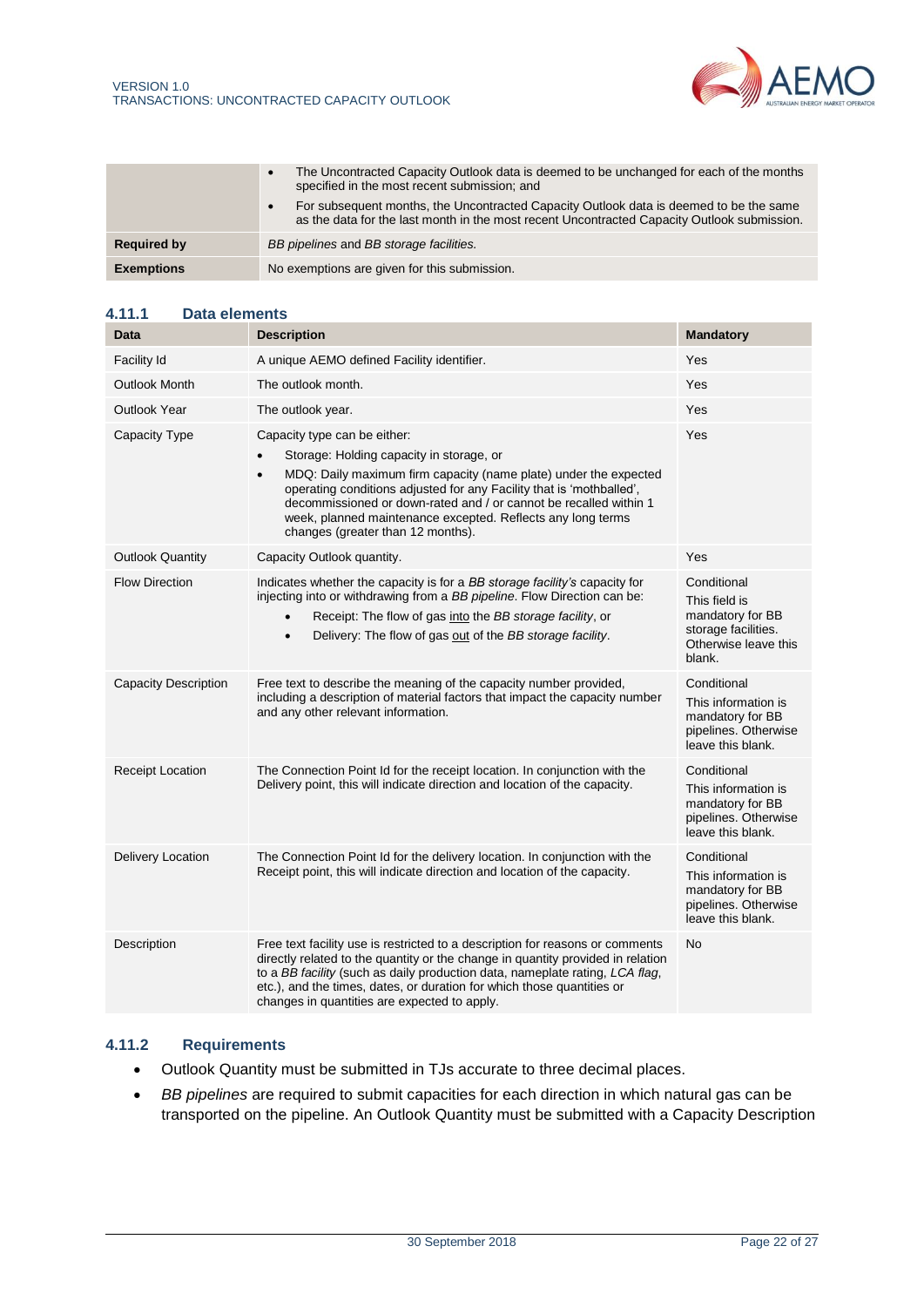|  |  |
|---|---|
|  | • The Uncontracted Capacity Outlook data is deemed to be unchanged for each of the months specified in the most recent submission; and<br>• For subsequent months, the Uncontracted Capacity Outlook data is deemed to be the same as the data for the last month in the most recent Uncontracted Capacity Outlook submission. |
| **Required by** | *BB pipelines* and *BB storage facilities.* |
| **Exemptions** | No exemptions are given for this submission. |

### 4.11.1 Data elements

| Data | Description | Mandatory |
|---|---|---|
| Facility Id | A unique AEMO defined Facility identifier. | Yes |
| Outlook Month | The outlook month. | Yes |
| Outlook Year | The outlook year. | Yes |
| Capacity Type | Capacity type can be either:<br>• Storage: Holding capacity in storage, or<br>• MDQ: Daily maximum firm capacity (name plate) under the expected operating conditions adjusted for any Facility that is 'mothballed', decommissioned or down-rated and / or cannot be recalled within 1 week, planned maintenance excepted. Reflects any long terms changes (greater than 12 months). | Yes |
| Outlook Quantity | Capacity Outlook quantity. | Yes |
| Flow Direction | Indicates whether the capacity is for a *BB storage facility's* capacity for injecting into or withdrawing from a *BB pipeline*. Flow Direction can be:<br>• Receipt: The flow of gas into the *BB storage facility*, or<br>• Delivery: The flow of gas out of the *BB storage facility*. | Conditional<br>This field is mandatory for BB storage facilities. Otherwise leave this blank. |
| Capacity Description | Free text to describe the meaning of the capacity number provided, including a description of material factors that impact the capacity number and any other relevant information. | Conditional<br>This information is mandatory for BB pipelines. Otherwise leave this blank. |
| Receipt Location | The Connection Point Id for the receipt location. In conjunction with the Delivery point, this will indicate direction and location of the capacity. | Conditional<br>This information is mandatory for BB pipelines. Otherwise leave this blank. |
| Delivery Location | The Connection Point Id for the delivery location. In conjunction with the Receipt point, this will indicate direction and location of the capacity. | Conditional<br>This information is mandatory for BB pipelines. Otherwise leave this blank. |
| Description | Free text facility use is restricted to a description for reasons or comments directly related to the quantity or the change in quantity provided in relation to a *BB facility* (such as daily production data, nameplate rating, *LCA flag*, etc.), and the times, dates, or duration for which those quantities or changes in quantities are expected to apply. | No |

### 4.11.2 Requirements

- Outlook Quantity must be submitted in TJs accurate to three decimal places.
- *BB pipelines* are required to submit capacities for each direction in which natural gas can be transported on the pipeline. An Outlook Quantity must be submitted with a Capacity Description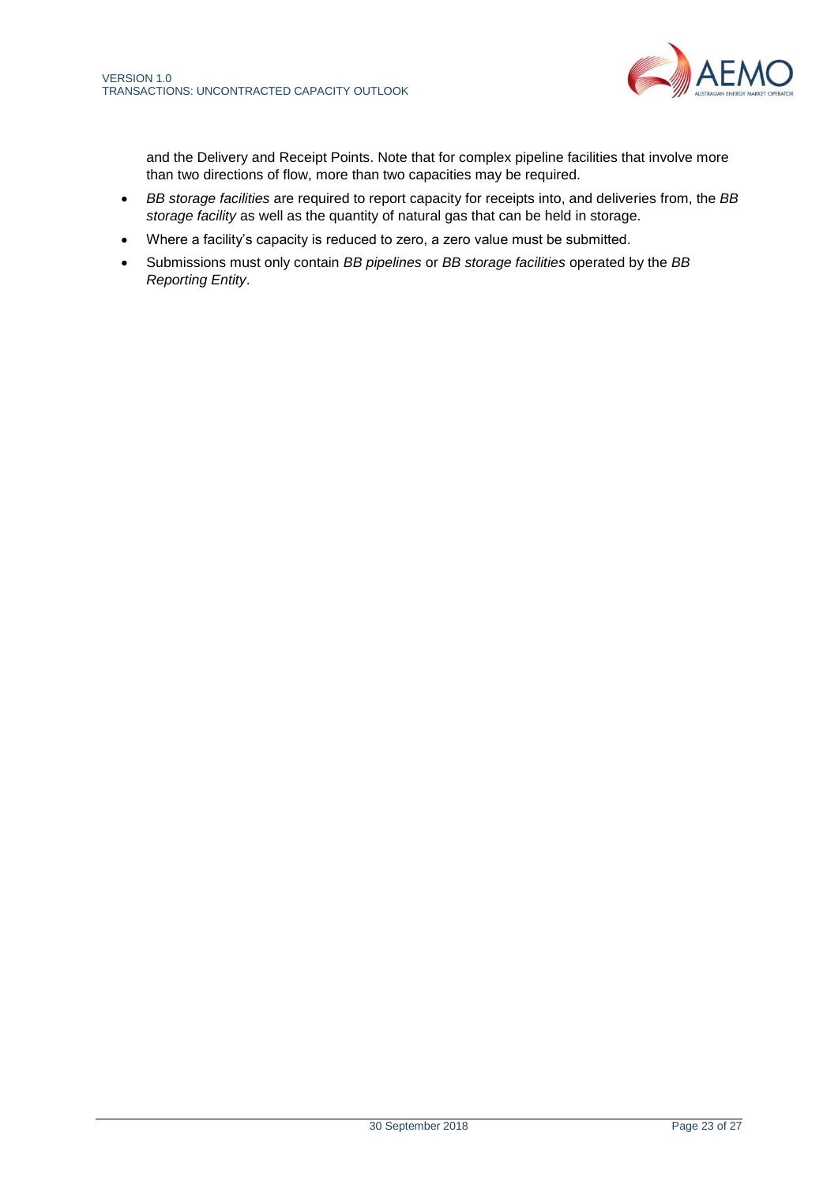and the Delivery and Receipt Points. Note that for complex pipeline facilities that involve more than two directions of flow, more than two capacities may be required.

- *BB storage facilities* are required to report capacity for receipts into, and deliveries from, the *BB storage facility* as well as the quantity of natural gas that can be held in storage.
- Where a facility's capacity is reduced to zero, a zero value must be submitted.
- Submissions must only contain *BB pipelines* or *BB storage facilities* operated by the *BB Reporting Entity*.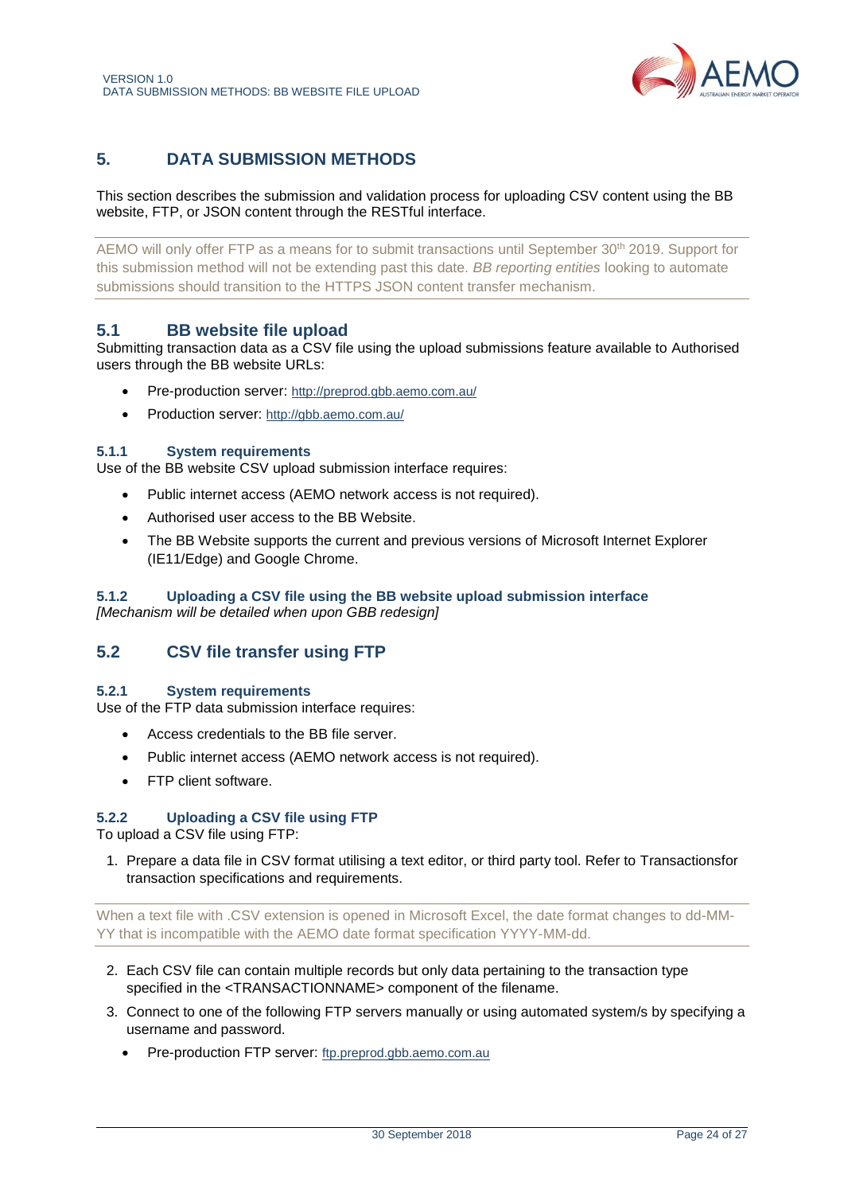# 5. DATA SUBMISSION METHODS

This section describes the submission and validation process for uploading CSV content using the BB website, FTP, or JSON content through the RESTful interface.

> AEMO will only offer FTP as a means for to submit transactions until September 30th 2019. Support for this submission method will not be extending past this date. *BB reporting entities* looking to automate submissions should transition to the HTTPS JSON content transfer mechanism.

## 5.1 BB website file upload

Submitting transaction data as a CSV file using the upload submissions feature available to Authorised users through the BB website URLs:

- Pre-production server: http://preprod.gbb.aemo.com.au/
- Production server: http://gbb.aemo.com.au/

### 5.1.1 System requirements

Use of the BB website CSV upload submission interface requires:

- Public internet access (AEMO network access is not required).
- Authorised user access to the BB Website.
- The BB Website supports the current and previous versions of Microsoft Internet Explorer (IE11/Edge) and Google Chrome.

### 5.1.2 Uploading a CSV file using the BB website upload submission interface

*[Mechanism will be detailed when upon GBB redesign]*

## 5.2 CSV file transfer using FTP

### 5.2.1 System requirements

Use of the FTP data submission interface requires:

- Access credentials to the BB file server.
- Public internet access (AEMO network access is not required).
- FTP client software.

### 5.2.2 Uploading a CSV file using FTP

To upload a CSV file using FTP:

1. Prepare a data file in CSV format utilising a text editor, or third party tool. Refer to Transactionsfor transaction specifications and requirements.

> When a text file with .CSV extension is opened in Microsoft Excel, the date format changes to dd-MM-YY that is incompatible with the AEMO date format specification YYYY-MM-dd.

2. Each CSV file can contain multiple records but only data pertaining to the transaction type specified in the <TRANSACTIONNAME> component of the filename.
3. Connect to one of the following FTP servers manually or using automated system/s by specifying a username and password.
   - Pre-production FTP server: ftp.preprod.gbb.aemo.com.au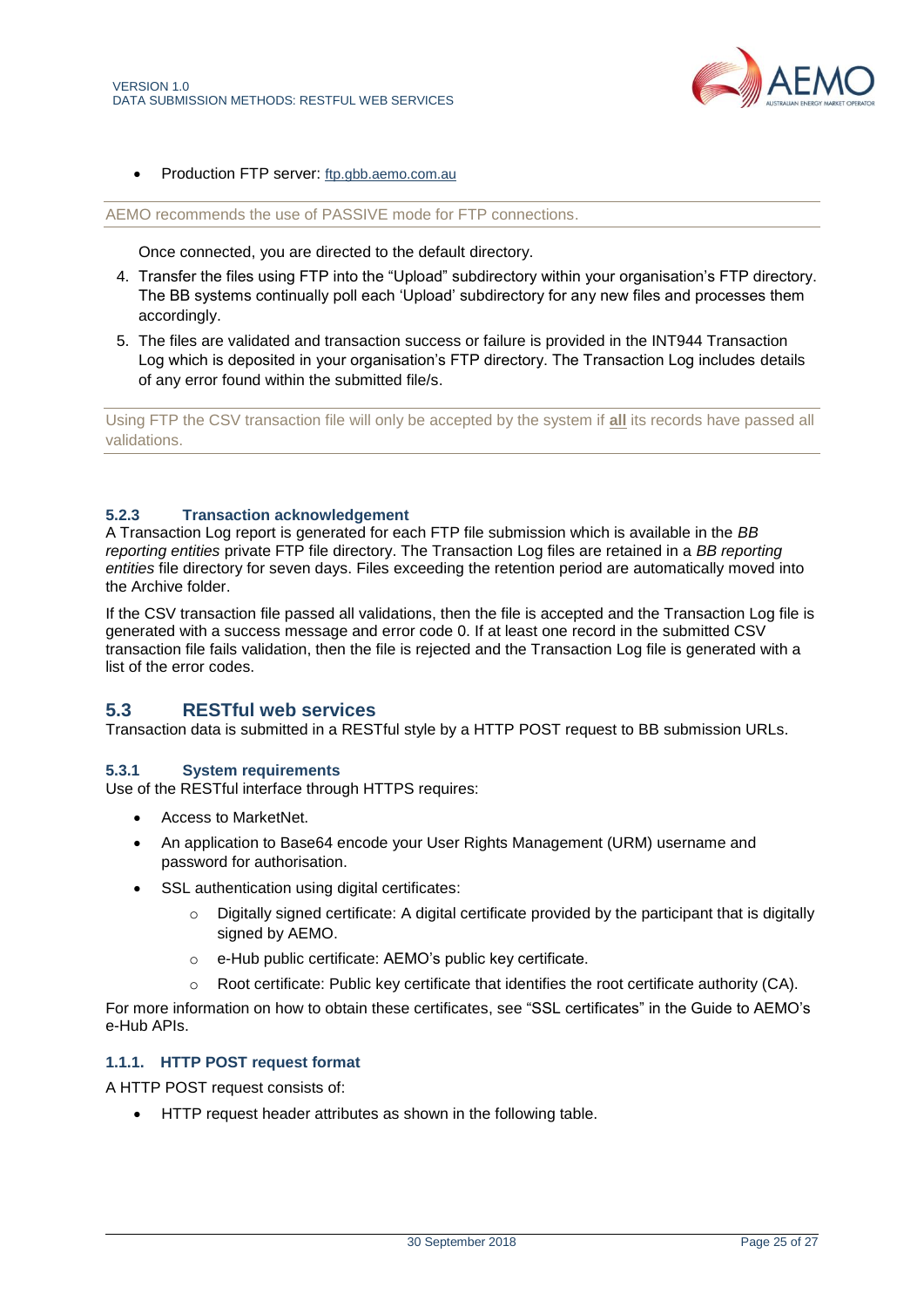- Production FTP server: ftp.gbb.aemo.com.au

AEMO recommends the use of PASSIVE mode for FTP connections.

Once connected, you are directed to the default directory.

4. Transfer the files using FTP into the “Upload” subdirectory within your organisation’s FTP directory. The BB systems continually poll each ‘Upload’ subdirectory for any new files and processes them accordingly.
5. The files are validated and transaction success or failure is provided in the INT944 Transaction Log which is deposited in your organisation’s FTP directory. The Transaction Log includes details of any error found within the submitted file/s.

Using FTP the CSV transaction file will only be accepted by the system if **all** its records have passed all validations.

### 5.2.3 Transaction acknowledgement

A Transaction Log report is generated for each FTP file submission which is available in the *BB reporting entities* private FTP file directory. The Transaction Log files are retained in a *BB reporting entities* file directory for seven days. Files exceeding the retention period are automatically moved into the Archive folder.

If the CSV transaction file passed all validations, then the file is accepted and the Transaction Log file is generated with a success message and error code 0. If at least one record in the submitted CSV transaction file fails validation, then the file is rejected and the Transaction Log file is generated with a list of the error codes.

## 5.3 RESTful web services

Transaction data is submitted in a RESTful style by a HTTP POST request to BB submission URLs.

### 5.3.1 System requirements

Use of the RESTful interface through HTTPS requires:

- Access to MarketNet.
- An application to Base64 encode your User Rights Management (URM) username and password for authorisation.
- SSL authentication using digital certificates:
  - Digitally signed certificate: A digital certificate provided by the participant that is digitally signed by AEMO.
  - e-Hub public certificate: AEMO’s public key certificate.
  - Root certificate: Public key certificate that identifies the root certificate authority (CA).

For more information on how to obtain these certificates, see “SSL certificates” in the Guide to AEMO’s e-Hub APIs.

### 1.1.1. HTTP POST request format

A HTTP POST request consists of:

- HTTP request header attributes as shown in the following table.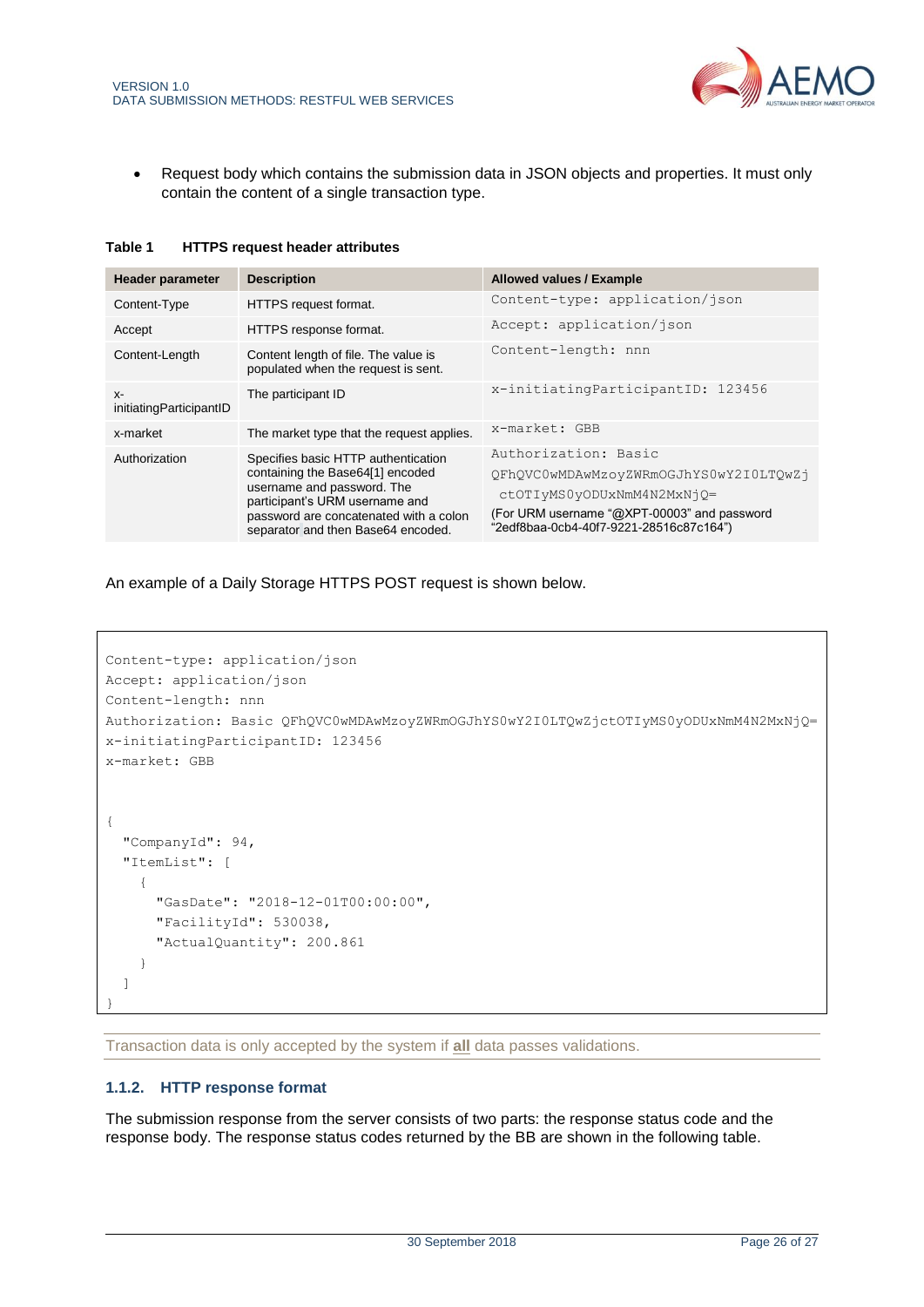- Request body which contains the submission data in JSON objects and properties. It must only contain the content of a single transaction type.

**Table 1 HTTPS request header attributes**

| Header parameter | Description | Allowed values / Example |
|---|---|---|
| Content-Type | HTTPS request format. | `Content-type: application/json` |
| Accept | HTTPS response format. | `Accept: application/json` |
| Content-Length | Content length of file. The value is populated when the request is sent. | `Content-length: nnn` |
| x-initiatingParticipantID | The participant ID | `x-initiatingParticipantID: 123456` |
| x-market | The market type that the request applies. | `x-market: GBB` |
| Authorization | Specifies basic HTTP authentication containing the Base64[1] encoded username and password. The participant's URM username and password are concatenated with a colon separator and then Base64 encoded. | `Authorization: Basic QFhQVC0wMDAwMzoyZWRmOGJhYS0wY2I0LTQwZjctOTIyMS0yODUxNmM4N2MxNjQ=` (For URM username "@XPT-00003" and password "2edf8baa-0cb4-40f7-9221-28516c87c164") |

An example of a Daily Storage HTTPS POST request is shown below.

```
Content-type: application/json
Accept: application/json
Content-length: nnn
Authorization: Basic QFhQVC0wMDAwMzoyZWRmOGJhYS0wY2I0LTQwZjctOTIyMS0yODUxNmM4N2MxNjQ=
x-initiatingParticipantID: 123456
x-market: GBB


{
  "CompanyId": 94,
  "ItemList": [
    {
      "GasDate": "2018-12-01T00:00:00",
      "FacilityId": 530038,
      "ActualQuantity": 200.861
    }
  ]
}
```

Transaction data is only accepted by the system if **all** data passes validations.

### 1.1.2. HTTP response format

The submission response from the server consists of two parts: the response status code and the response body. The response status codes returned by the BB are shown in the following table.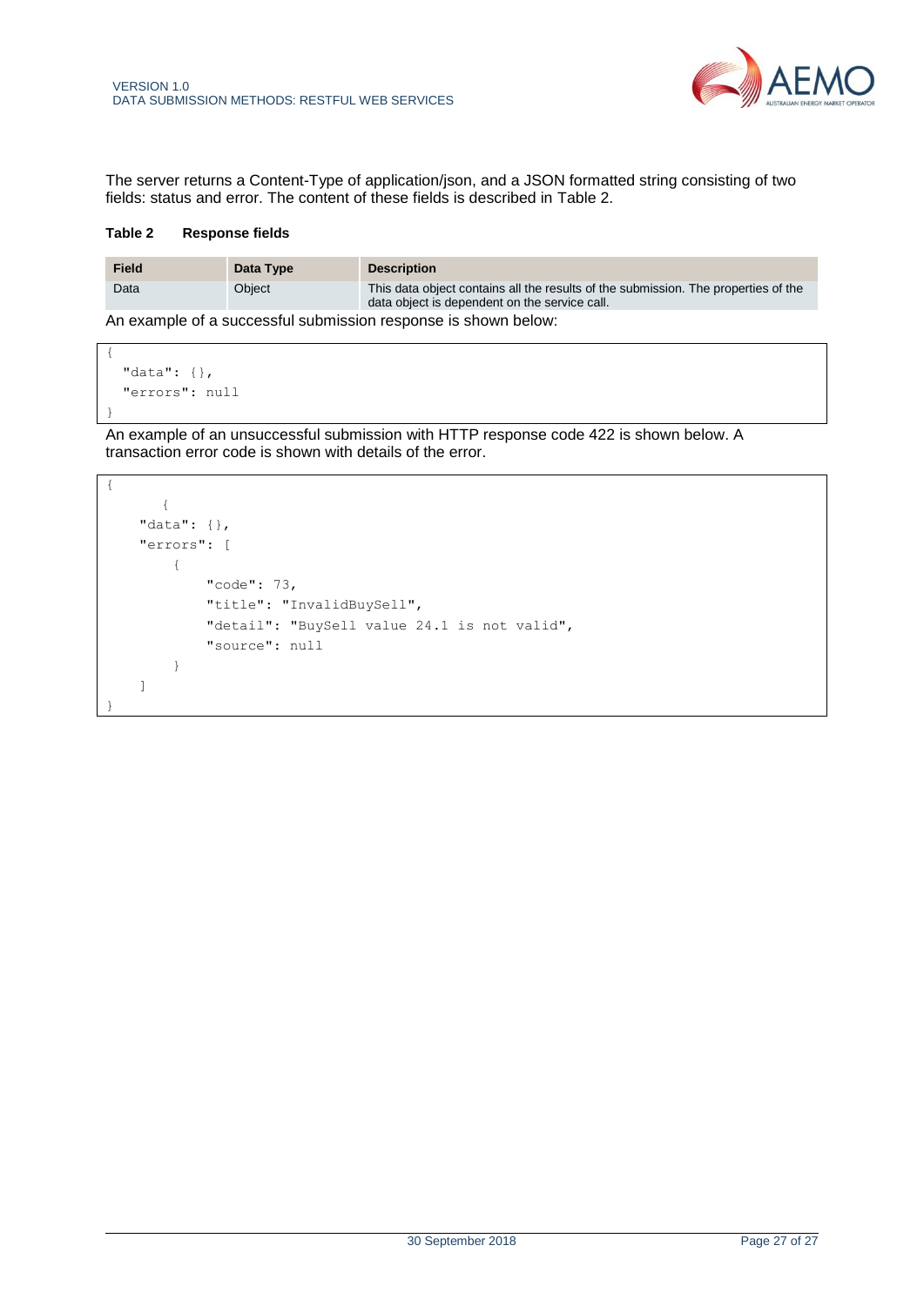The server returns a Content-Type of application/json, and a JSON formatted string consisting of two fields: status and error. The content of these fields is described in Table 2.

**Table 2 Response fields**

| Field | Data Type | Description |
| --- | --- | --- |
| Data | Object | This data object contains all the results of the submission. The properties of the data object is dependent on the service call. |

An example of a successful submission response is shown below:

```
{
  "data": {},
  "errors": null
}
```

An example of an unsuccessful submission with HTTP response code 422 is shown below. A transaction error code is shown with details of the error.

```
{
      {
    "data": {},
    "errors": [
        {
            "code": 73,
            "title": "InvalidBuySell",
            "detail": "BuySell value 24.1 is not valid",
            "source": null
        }
    ]
}
```